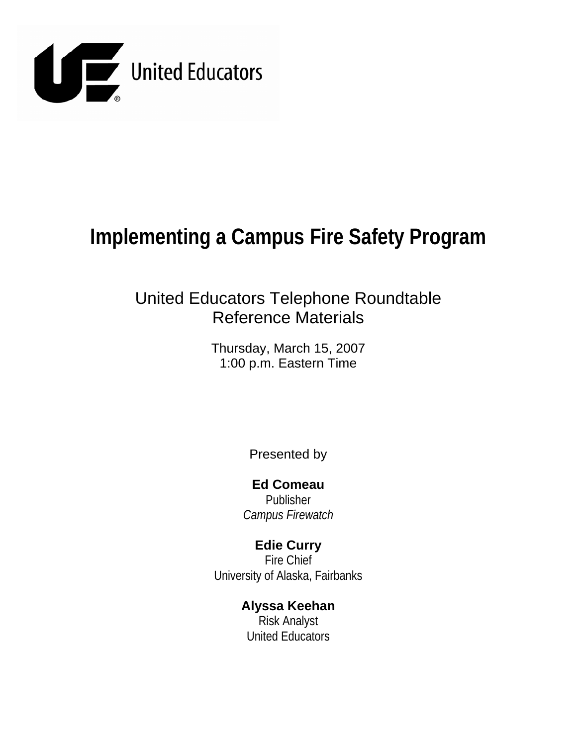United Educators

# Implementing a Campus Fire Safety Program

United Educators Telephone Roundtable
Reference Materials

Thursday, March 15, 2007
1:00 p.m. Eastern Time

Presented by

**Ed Comeau**
Publisher
*Campus Firewatch*

**Edie Curry**
Fire Chief
University of Alaska, Fairbanks

**Alyssa Keehan**
Risk Analyst
United Educators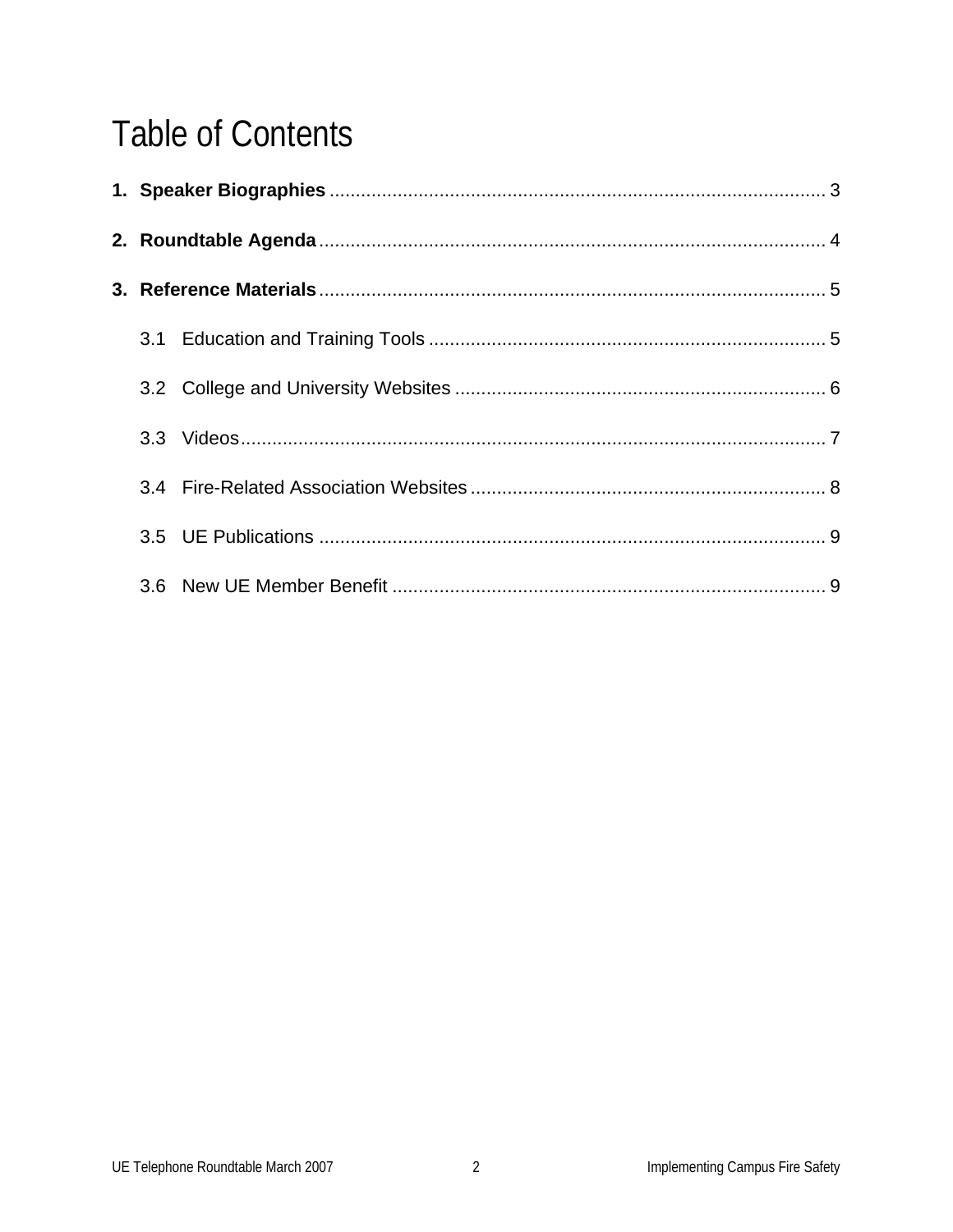# Table of Contents

**1. Speaker Biographies** ............................................................................................... 3

**2. Roundtable Agenda** ................................................................................................ 4

**3. Reference Materials** ................................................................................................ 5

3.1 Education and Training Tools ........................................................................... 5

3.2 College and University Websites ...................................................................... 6

3.3 Videos ............................................................................................................... 7

3.4 Fire-Related Association Websites ................................................................... 8

3.5 UE Publications ................................................................................................ 9

3.6 New UE Member Benefit .................................................................................. 9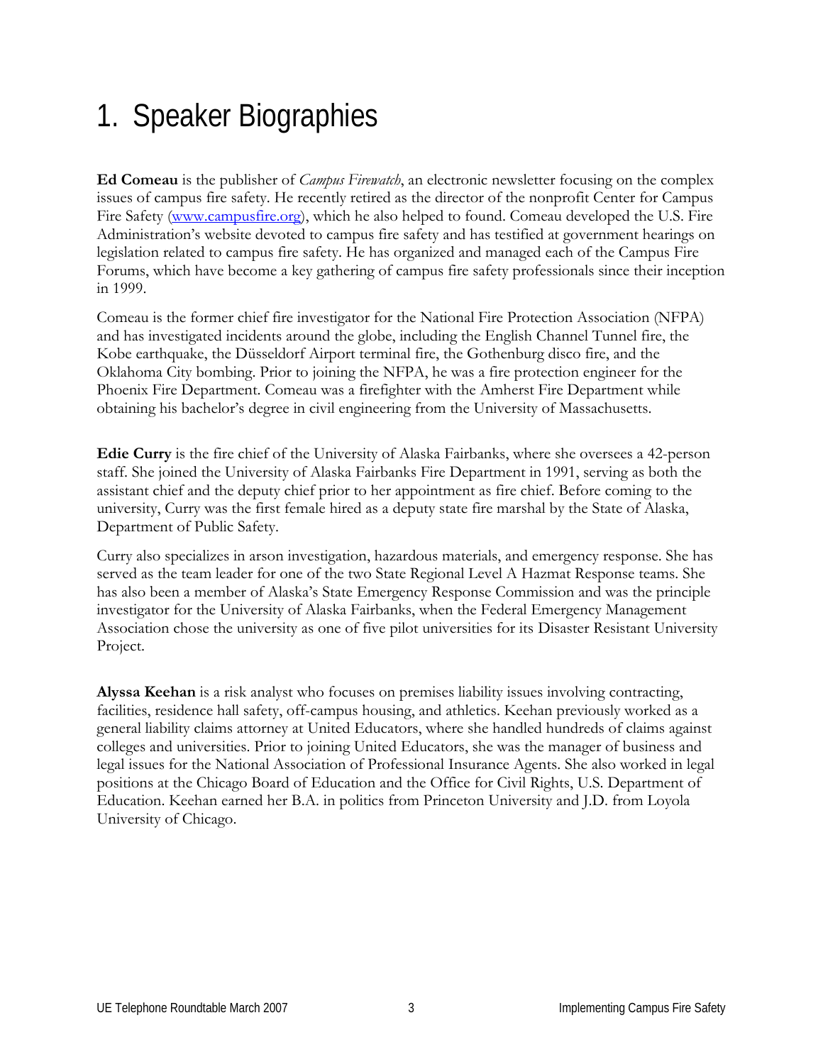# 1. Speaker Biographies

**Ed Comeau** is the publisher of *Campus Firewatch*, an electronic newsletter focusing on the complex issues of campus fire safety. He recently retired as the director of the nonprofit Center for Campus Fire Safety (www.campusfire.org), which he also helped to found. Comeau developed the U.S. Fire Administration's website devoted to campus fire safety and has testified at government hearings on legislation related to campus fire safety. He has organized and managed each of the Campus Fire Forums, which have become a key gathering of campus fire safety professionals since their inception in 1999.

Comeau is the former chief fire investigator for the National Fire Protection Association (NFPA) and has investigated incidents around the globe, including the English Channel Tunnel fire, the Kobe earthquake, the Düsseldorf Airport terminal fire, the Gothenburg disco fire, and the Oklahoma City bombing. Prior to joining the NFPA, he was a fire protection engineer for the Phoenix Fire Department. Comeau was a firefighter with the Amherst Fire Department while obtaining his bachelor's degree in civil engineering from the University of Massachusetts.

**Edie Curry** is the fire chief of the University of Alaska Fairbanks, where she oversees a 42-person staff. She joined the University of Alaska Fairbanks Fire Department in 1991, serving as both the assistant chief and the deputy chief prior to her appointment as fire chief. Before coming to the university, Curry was the first female hired as a deputy state fire marshal by the State of Alaska, Department of Public Safety.

Curry also specializes in arson investigation, hazardous materials, and emergency response. She has served as the team leader for one of the two State Regional Level A Hazmat Response teams. She has also been a member of Alaska's State Emergency Response Commission and was the principle investigator for the University of Alaska Fairbanks, when the Federal Emergency Management Association chose the university as one of five pilot universities for its Disaster Resistant University Project.

**Alyssa Keehan** is a risk analyst who focuses on premises liability issues involving contracting, facilities, residence hall safety, off-campus housing, and athletics. Keehan previously worked as a general liability claims attorney at United Educators, where she handled hundreds of claims against colleges and universities. Prior to joining United Educators, she was the manager of business and legal issues for the National Association of Professional Insurance Agents. She also worked in legal positions at the Chicago Board of Education and the Office for Civil Rights, U.S. Department of Education. Keehan earned her B.A. in politics from Princeton University and J.D. from Loyola University of Chicago.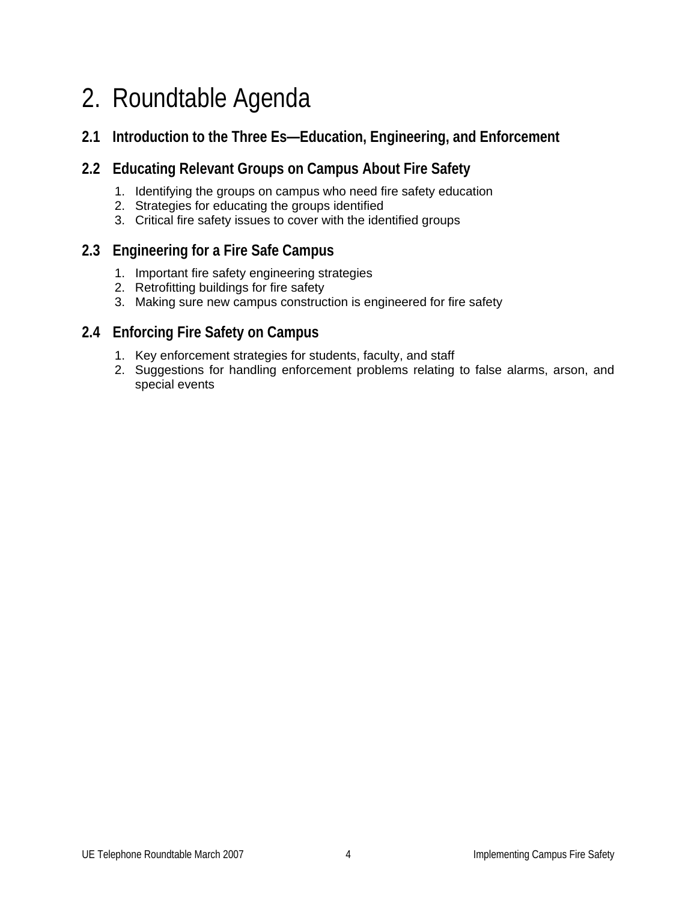# 2. Roundtable Agenda

## 2.1 Introduction to the Three Es—Education, Engineering, and Enforcement

## 2.2 Educating Relevant Groups on Campus About Fire Safety

1. Identifying the groups on campus who need fire safety education
2. Strategies for educating the groups identified
3. Critical fire safety issues to cover with the identified groups

## 2.3 Engineering for a Fire Safe Campus

1. Important fire safety engineering strategies
2. Retrofitting buildings for fire safety
3. Making sure new campus construction is engineered for fire safety

## 2.4 Enforcing Fire Safety on Campus

1. Key enforcement strategies for students, faculty, and staff
2. Suggestions for handling enforcement problems relating to false alarms, arson, and special events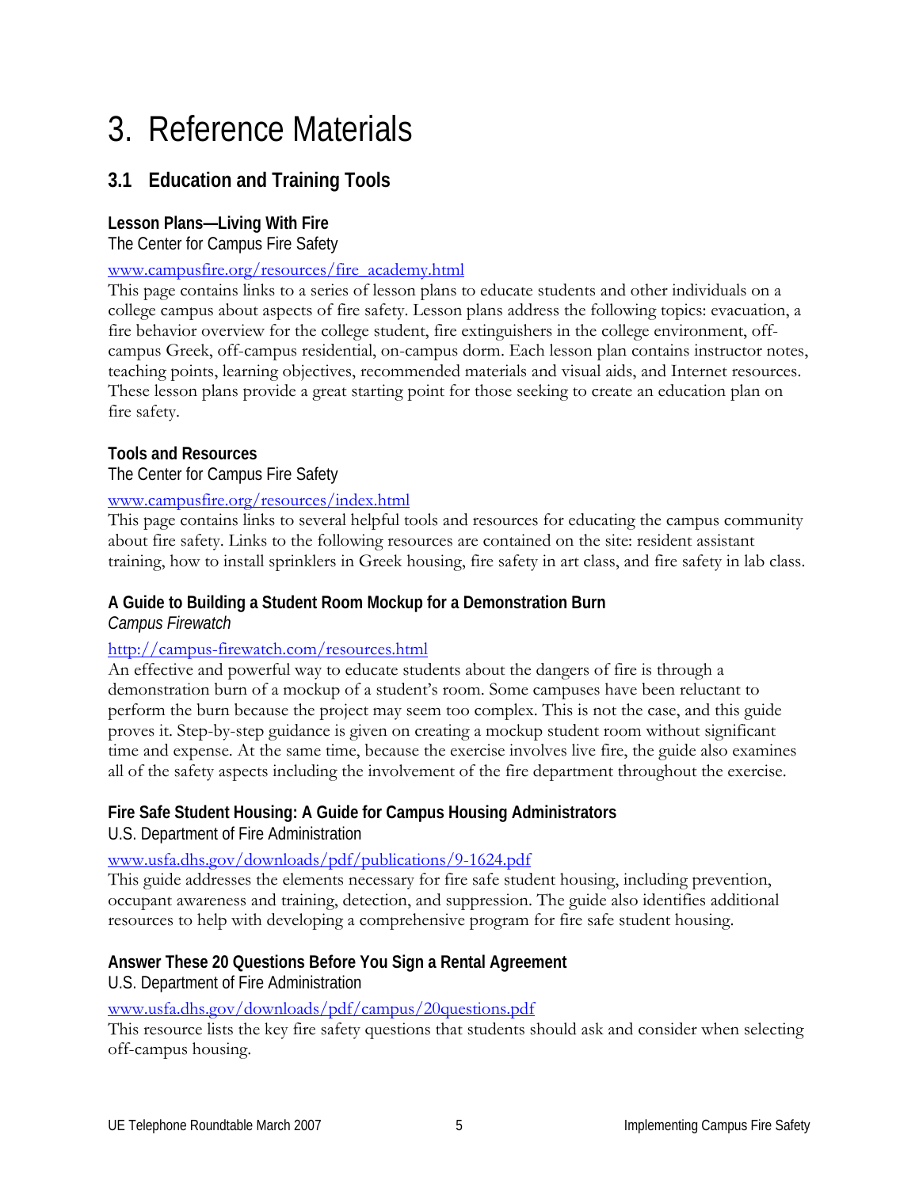# 3. Reference Materials

## 3.1 Education and Training Tools

**Lesson Plans—Living With Fire**

The Center for Campus Fire Safety

www.campusfire.org/resources/fire_academy.html

This page contains links to a series of lesson plans to educate students and other individuals on a college campus about aspects of fire safety. Lesson plans address the following topics: evacuation, a fire behavior overview for the college student, fire extinguishers in the college environment, off-campus Greek, off-campus residential, on-campus dorm. Each lesson plan contains instructor notes, teaching points, learning objectives, recommended materials and visual aids, and Internet resources. These lesson plans provide a great starting point for those seeking to create an education plan on fire safety.

**Tools and Resources**

The Center for Campus Fire Safety

www.campusfire.org/resources/index.html

This page contains links to several helpful tools and resources for educating the campus community about fire safety. Links to the following resources are contained on the site: resident assistant training, how to install sprinklers in Greek housing, fire safety in art class, and fire safety in lab class.

**A Guide to Building a Student Room Mockup for a Demonstration Burn**

*Campus Firewatch*

http://campus-firewatch.com/resources.html

An effective and powerful way to educate students about the dangers of fire is through a demonstration burn of a mockup of a student's room. Some campuses have been reluctant to perform the burn because the project may seem too complex. This is not the case, and this guide proves it. Step-by-step guidance is given on creating a mockup student room without significant time and expense. At the same time, because the exercise involves live fire, the guide also examines all of the safety aspects including the involvement of the fire department throughout the exercise.

**Fire Safe Student Housing: A Guide for Campus Housing Administrators**

U.S. Department of Fire Administration

www.usfa.dhs.gov/downloads/pdf/publications/9-1624.pdf

This guide addresses the elements necessary for fire safe student housing, including prevention, occupant awareness and training, detection, and suppression. The guide also identifies additional resources to help with developing a comprehensive program for fire safe student housing.

**Answer These 20 Questions Before You Sign a Rental Agreement**

U.S. Department of Fire Administration

www.usfa.dhs.gov/downloads/pdf/campus/20questions.pdf

This resource lists the key fire safety questions that students should ask and consider when selecting off-campus housing.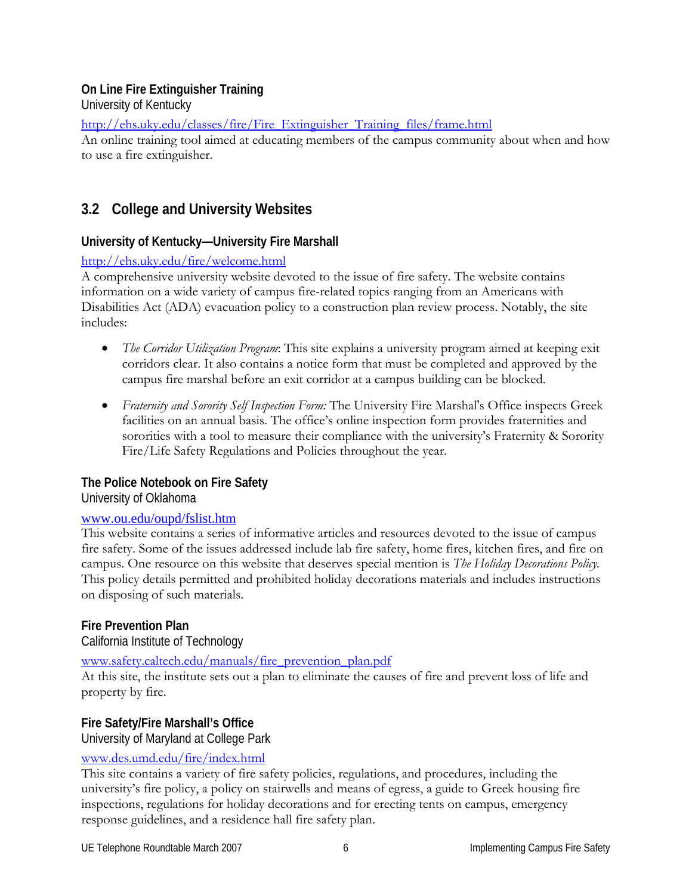### On Line Fire Extinguisher Training

University of Kentucky

http://ehs.uky.edu/classes/fire/Fire_Extinguisher_Training_files/frame.html

An online training tool aimed at educating members of the campus community about when and how to use a fire extinguisher.

## 3.2 College and University Websites

### University of Kentucky—University Fire Marshall

http://ehs.uky.edu/fire/welcome.html

A comprehensive university website devoted to the issue of fire safety. The website contains information on a wide variety of campus fire-related topics ranging from an Americans with Disabilities Act (ADA) evacuation policy to a construction plan review process. Notably, the site includes:

- *The Corridor Utilization Program*: This site explains a university program aimed at keeping exit corridors clear. It also contains a notice form that must be completed and approved by the campus fire marshal before an exit corridor at a campus building can be blocked.
- *Fraternity and Sorority Self Inspection Form:* The University Fire Marshal's Office inspects Greek facilities on an annual basis. The office's online inspection form provides fraternities and sororities with a tool to measure their compliance with the university's Fraternity & Sorority Fire/Life Safety Regulations and Policies throughout the year.

### The Police Notebook on Fire Safety

University of Oklahoma

www.ou.edu/oupd/fslist.htm

This website contains a series of informative articles and resources devoted to the issue of campus fire safety. Some of the issues addressed include lab fire safety, home fires, kitchen fires, and fire on campus. One resource on this website that deserves special mention is *The Holiday Decorations Policy.* This policy details permitted and prohibited holiday decorations materials and includes instructions on disposing of such materials.

### Fire Prevention Plan

California Institute of Technology

www.safety.caltech.edu/manuals/fire_prevention_plan.pdf

At this site, the institute sets out a plan to eliminate the causes of fire and prevent loss of life and property by fire.

### Fire Safety/Fire Marshall's Office

University of Maryland at College Park

www.des.umd.edu/fire/index.html

This site contains a variety of fire safety policies, regulations, and procedures, including the university's fire policy, a policy on stairwells and means of egress, a guide to Greek housing fire inspections, regulations for holiday decorations and for erecting tents on campus, emergency response guidelines, and a residence hall fire safety plan.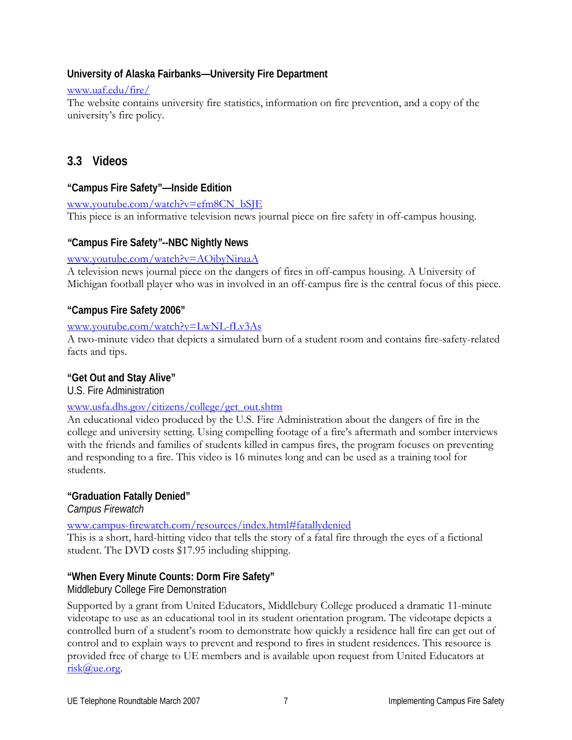### University of Alaska Fairbanks—University Fire Department

www.uaf.edu/fire/
The website contains university fire statistics, information on fire prevention, and a copy of the university's fire policy.

## 3.3 Videos

### "Campus Fire Safety"—Inside Edition

www.youtube.com/watch?v=efm8CN_bSJE
This piece is an informative television news journal piece on fire safety in off-campus housing.

### *"Campus Fire Safety"*--NBC Nightly News

www.youtube.com/watch?v=AOibyNiruaA
A television news journal piece on the dangers of fires in off-campus housing. A University of Michigan football player who was in involved in an off-campus fire is the central focus of this piece.

### "Campus Fire Safety 2006"

www.youtube.com/watch?v=LwNL-fLv3As
A two-minute video that depicts a simulated burn of a student room and contains fire-safety-related facts and tips.

### "Get Out and Stay Alive"

U.S. Fire Administration

www.usfa.dhs.gov/citizens/college/get_out.shtm
An educational video produced by the U.S. Fire Administration about the dangers of fire in the college and university setting. Using compelling footage of a fire's aftermath and somber interviews with the friends and families of students killed in campus fires, the program focuses on preventing and responding to a fire. This video is 16 minutes long and can be used as a training tool for students.

### "Graduation Fatally Denied"

*Campus Firewatch*

www.campus-firewatch.com/resources/index.html#fatallydenied
This is a short, hard-hitting video that tells the story of a fatal fire through the eyes of a fictional student. The DVD costs $17.95 including shipping.

### "When Every Minute Counts: Dorm Fire Safety"

Middlebury College Fire Demonstration

Supported by a grant from United Educators, Middlebury College produced a dramatic 11-minute videotape to use as an educational tool in its student orientation program. The videotape depicts a controlled burn of a student's room to demonstrate how quickly a residence hall fire can get out of control and to explain ways to prevent and respond to fires in student residences. This resource is provided free of charge to UE members and is available upon request from United Educators at risk@ue.org.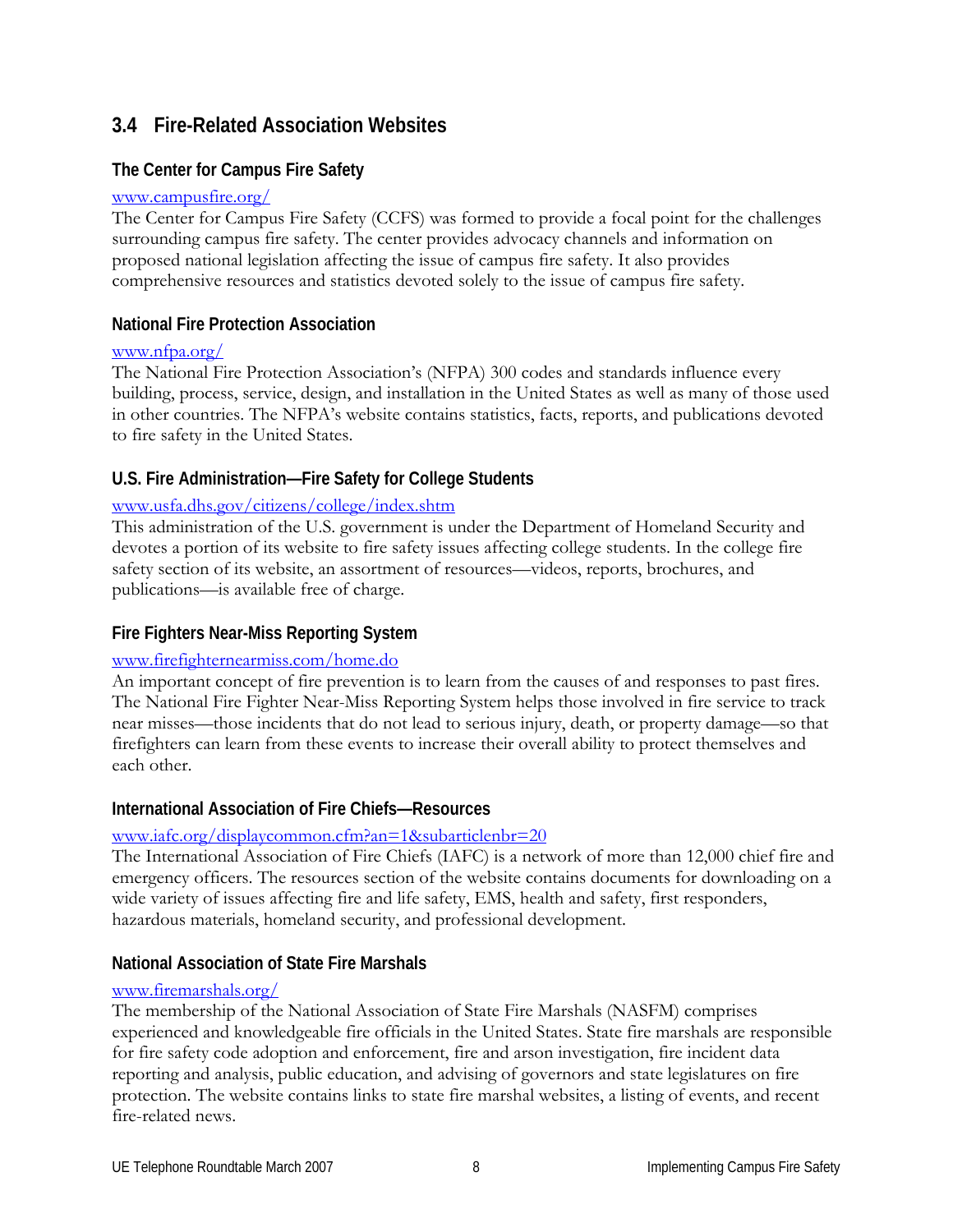## 3.4 Fire-Related Association Websites

### The Center for Campus Fire Safety

www.campusfire.org/

The Center for Campus Fire Safety (CCFS) was formed to provide a focal point for the challenges surrounding campus fire safety. The center provides advocacy channels and information on proposed national legislation affecting the issue of campus fire safety. It also provides comprehensive resources and statistics devoted solely to the issue of campus fire safety.

### National Fire Protection Association

www.nfpa.org/

The National Fire Protection Association's (NFPA) 300 codes and standards influence every building, process, service, design, and installation in the United States as well as many of those used in other countries. The NFPA's website contains statistics, facts, reports, and publications devoted to fire safety in the United States.

### U.S. Fire Administration—Fire Safety for College Students

www.usfa.dhs.gov/citizens/college/index.shtm

This administration of the U.S. government is under the Department of Homeland Security and devotes a portion of its website to fire safety issues affecting college students. In the college fire safety section of its website, an assortment of resources—videos, reports, brochures, and publications—is available free of charge.

### Fire Fighters Near-Miss Reporting System

www.firefighternearmiss.com/home.do

An important concept of fire prevention is to learn from the causes of and responses to past fires. The National Fire Fighter Near-Miss Reporting System helps those involved in fire service to track near misses—those incidents that do not lead to serious injury, death, or property damage—so that firefighters can learn from these events to increase their overall ability to protect themselves and each other.

### International Association of Fire Chiefs—Resources

www.iafc.org/displaycommon.cfm?an=1&subarticlenbr=20

The International Association of Fire Chiefs (IAFC) is a network of more than 12,000 chief fire and emergency officers. The resources section of the website contains documents for downloading on a wide variety of issues affecting fire and life safety, EMS, health and safety, first responders, hazardous materials, homeland security, and professional development.

### National Association of State Fire Marshals

www.firemarshals.org/

The membership of the National Association of State Fire Marshals (NASFM) comprises experienced and knowledgeable fire officials in the United States. State fire marshals are responsible for fire safety code adoption and enforcement, fire and arson investigation, fire incident data reporting and analysis, public education, and advising of governors and state legislatures on fire protection. The website contains links to state fire marshal websites, a listing of events, and recent fire-related news.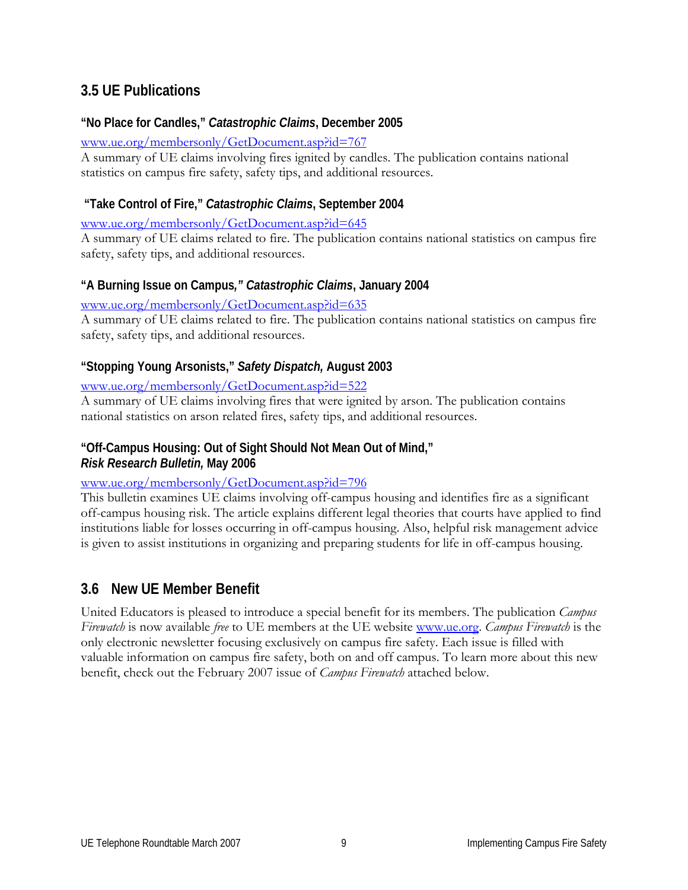## 3.5 UE Publications

### "No Place for Candles," *Catastrophic Claims*, December 2005

www.ue.org/membersonly/GetDocument.asp?id=767

A summary of UE claims involving fires ignited by candles. The publication contains national statistics on campus fire safety, safety tips, and additional resources.

### "Take Control of Fire," *Catastrophic Claims*, September 2004

www.ue.org/membersonly/GetDocument.asp?id=645

A summary of UE claims related to fire. The publication contains national statistics on campus fire safety, safety tips, and additional resources.

### "A Burning Issue on Campus," *Catastrophic Claims*, January 2004

www.ue.org/membersonly/GetDocument.asp?id=635

A summary of UE claims related to fire. The publication contains national statistics on campus fire safety, safety tips, and additional resources.

### "Stopping Young Arsonists," *Safety Dispatch,* August 2003

www.ue.org/membersonly/GetDocument.asp?id=522

A summary of UE claims involving fires that were ignited by arson. The publication contains national statistics on arson related fires, safety tips, and additional resources.

### "Off-Campus Housing: Out of Sight Should Not Mean Out of Mind," *Risk Research Bulletin,* May 2006

www.ue.org/membersonly/GetDocument.asp?id=796

This bulletin examines UE claims involving off-campus housing and identifies fire as a significant off-campus housing risk. The article explains different legal theories that courts have applied to find institutions liable for losses occurring in off-campus housing. Also, helpful risk management advice is given to assist institutions in organizing and preparing students for life in off-campus housing.

## 3.6 New UE Member Benefit

United Educators is pleased to introduce a special benefit for its members. The publication *Campus Firewatch* is now available *free* to UE members at the UE website www.ue.org. *Campus Firewatch* is the only electronic newsletter focusing exclusively on campus fire safety. Each issue is filled with valuable information on campus fire safety, both on and off campus. To learn more about this new benefit, check out the February 2007 issue of *Campus Firewatch* attached below.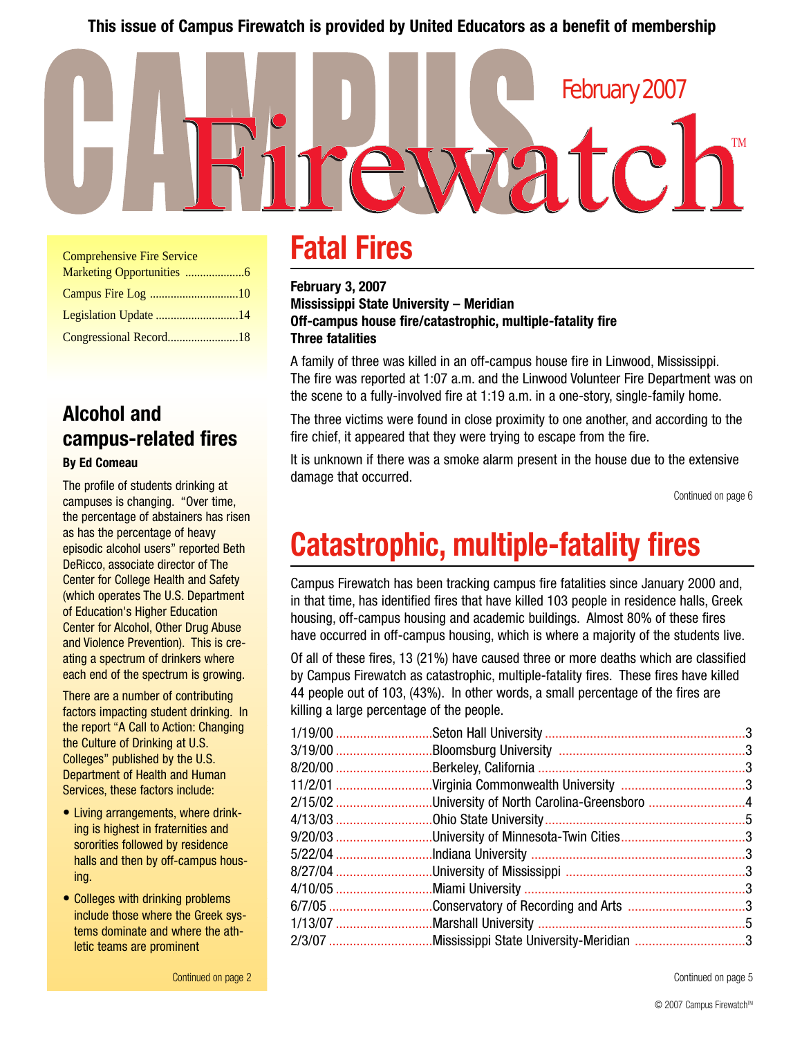This issue of Campus Firewatch is provided by United Educators as a benefit of membership

# Campus Firewatch™

February 2007

| | |
|---|---|
| Comprehensive Fire Service Marketing Opportunities | 6 |
| Campus Fire Log | 10 |
| Legislation Update | 14 |
| Congressional Record | 18 |

## Fatal Fires

**February 3, 2007**
**Mississippi State University – Meridian**
**Off-campus house fire/catastrophic, multiple-fatality fire**
**Three fatalities**

A family of three was killed in an off-campus house fire in Linwood, Mississippi. The fire was reported at 1:07 a.m. and the Linwood Volunteer Fire Department was on the scene to a fully-involved fire at 1:19 a.m. in a one-story, single-family home.

The three victims were found in close proximity to one another, and according to the fire chief, it appeared that they were trying to escape from the fire.

It is unknown if there was a smoke alarm present in the house due to the extensive damage that occurred.

Continued on page 6

## Catastrophic, multiple-fatality fires

Campus Firewatch has been tracking campus fire fatalities since January 2000 and, in that time, has identified fires that have killed 103 people in residence halls, Greek housing, off-campus housing and academic buildings. Almost 80% of these fires have occurred in off-campus housing, which is where a majority of the students live.

Of all of these fires, 13 (21%) have caused three or more deaths which are classified by Campus Firewatch as catastrophic, multiple-fatality fires. These fires have killed 44 people out of 103, (43%). In other words, a small percentage of the fires are killing a large percentage of the people.

| Date | Location | Deaths |
|---|---|---|
| 1/19/00 | Seton Hall University | 3 |
| 3/19/00 | Bloomsburg University | 3 |
| 8/20/00 | Berkeley, California | 3 |
| 11/2/01 | Virginia Commonwealth University | 3 |
| 2/15/02 | University of North Carolina-Greensboro | 4 |
| 4/13/03 | Ohio State University | 5 |
| 9/20/03 | University of Minnesota-Twin Cities | 3 |
| 5/22/04 | Indiana University | 3 |
| 8/27/04 | University of Mississippi | 3 |
| 4/10/05 | Miami University | 3 |
| 6/7/05 | Conservatory of Recording and Arts | 3 |
| 1/13/07 | Marshall University | 5 |
| 2/3/07 | Mississippi State University-Meridian | 3 |

Continued on page 5

## Alcohol and campus-related fires

**By Ed Comeau**

The profile of students drinking at campuses is changing. "Over time, the percentage of abstainers has risen as has the percentage of heavy episodic alcohol users" reported Beth DeRicco, associate director of The Center for College Health and Safety (which operates The U.S. Department of Education's Higher Education Center for Alcohol, Other Drug Abuse and Violence Prevention). This is creating a spectrum of drinkers where each end of the spectrum is growing.

There are a number of contributing factors impacting student drinking. In the report "A Call to Action: Changing the Culture of Drinking at U.S. Colleges" published by the U.S. Department of Health and Human Services, these factors include:

- Living arrangements, where drinking is highest in fraternities and sororities followed by residence halls and then by off-campus housing.
- Colleges with drinking problems include those where the Greek systems dominate and where the athletic teams are prominent

Continued on page 2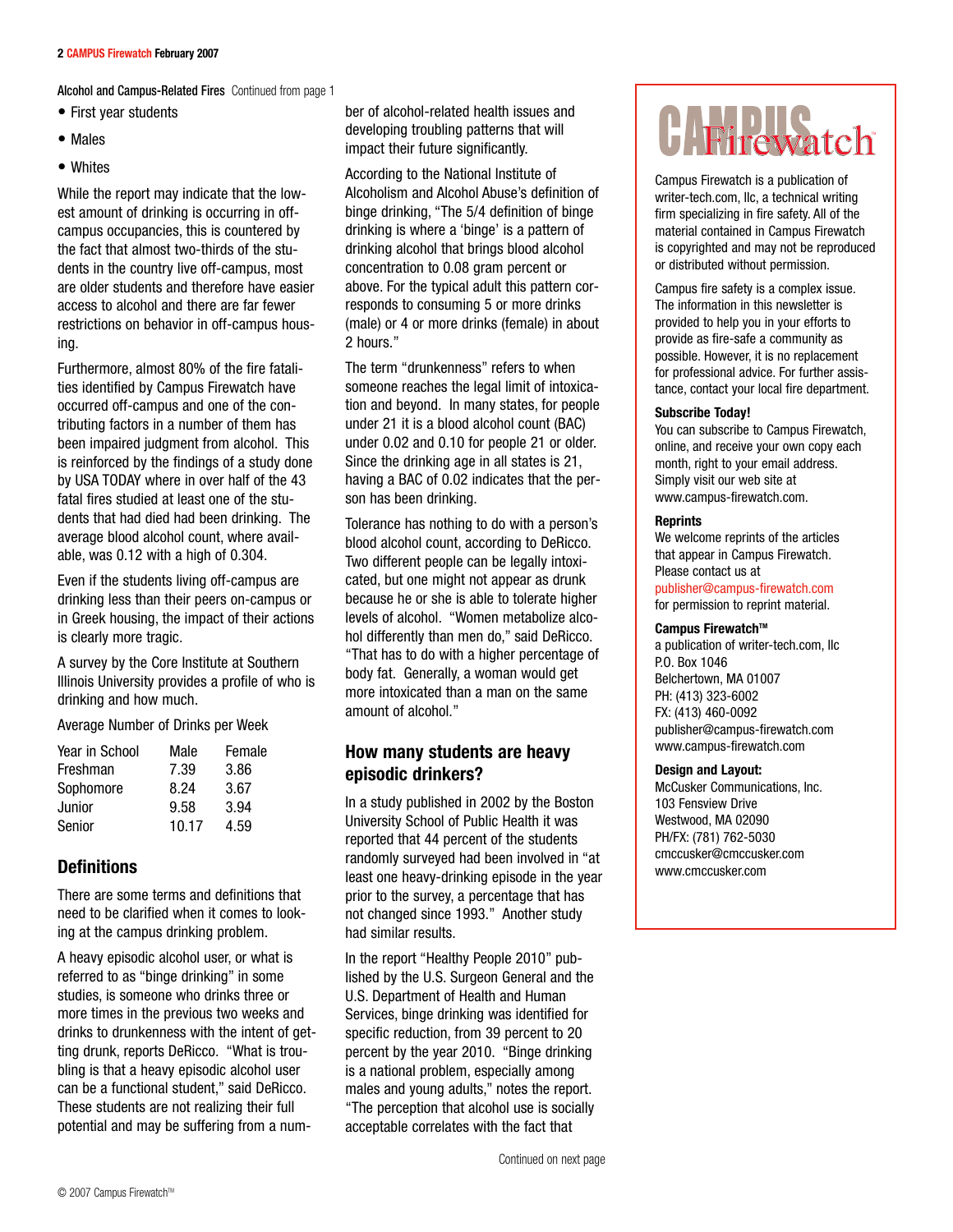Alcohol and Campus-Related Fires Continued from page 1

- First year students
- Males
- Whites

While the report may indicate that the lowest amount of drinking is occurring in off-campus occupancies, this is countered by the fact that almost two-thirds of the students in the country live off-campus, most are older students and therefore have easier access to alcohol and there are far fewer restrictions on behavior in off-campus housing.

Furthermore, almost 80% of the fire fatalities identified by Campus Firewatch have occurred off-campus and one of the contributing factors in a number of them has been impaired judgment from alcohol. This is reinforced by the findings of a study done by USA TODAY where in over half of the 43 fatal fires studied at least one of the students that had died had been drinking. The average blood alcohol count, where available, was 0.12 with a high of 0.304.

Even if the students living off-campus are drinking less than their peers on-campus or in Greek housing, the impact of their actions is clearly more tragic.

A survey by the Core Institute at Southern Illinois University provides a profile of who is drinking and how much.

Average Number of Drinks per Week

| Year in School | Male | Female |
|---|---|---|
| Freshman | 7.39 | 3.86 |
| Sophomore | 8.24 | 3.67 |
| Junior | 9.58 | 3.94 |
| Senior | 10.17 | 4.59 |

## Definitions

There are some terms and definitions that need to be clarified when it comes to looking at the campus drinking problem.

A heavy episodic alcohol user, or what is referred to as "binge drinking" in some studies, is someone who drinks three or more times in the previous two weeks and drinks to drunkenness with the intent of getting drunk, reports DeRicco. "What is troubling is that a heavy episodic alcohol user can be a functional student," said DeRicco. These students are not realizing their full potential and may be suffering from a number of alcohol-related health issues and developing troubling patterns that will impact their future significantly.

According to the National Institute of Alcoholism and Alcohol Abuse's definition of binge drinking, "The 5/4 definition of binge drinking is where a 'binge' is a pattern of drinking alcohol that brings blood alcohol concentration to 0.08 gram percent or above. For the typical adult this pattern corresponds to consuming 5 or more drinks (male) or 4 or more drinks (female) in about 2 hours."

The term "drunkenness" refers to when someone reaches the legal limit of intoxication and beyond. In many states, for people under 21 it is a blood alcohol count (BAC) under 0.02 and 0.10 for people 21 or older. Since the drinking age in all states is 21, having a BAC of 0.02 indicates that the person has been drinking.

Tolerance has nothing to do with a person's blood alcohol count, according to DeRicco. Two different people can be legally intoxicated, but one might not appear as drunk because he or she is able to tolerate higher levels of alcohol. "Women metabolize alcohol differently than men do," said DeRicco. "That has to do with a higher percentage of body fat. Generally, a woman would get more intoxicated than a man on the same amount of alcohol."

## How many students are heavy episodic drinkers?

In a study published in 2002 by the Boston University School of Public Health it was reported that 44 percent of the students randomly surveyed had been involved in "at least one heavy-drinking episode in the year prior to the survey, a percentage that has not changed since 1993." Another study had similar results.

In the report "Healthy People 2010" published by the U.S. Surgeon General and the U.S. Department of Health and Human Services, binge drinking was identified for specific reduction, from 39 percent to 20 percent by the year 2010. "Binge drinking is a national problem, especially among males and young adults," notes the report. "The perception that alcohol use is socially acceptable correlates with the fact that

Continued on next page

CAMPUS Firewatch™

Campus Firewatch is a publication of writer-tech.com, llc, a technical writing firm specializing in fire safety. All of the material contained in Campus Firewatch is copyrighted and may not be reproduced or distributed without permission.

Campus fire safety is a complex issue. The information in this newsletter is provided to help you in your efforts to provide as fire-safe a community as possible. However, it is no replacement for professional advice. For further assistance, contact your local fire department.

**Subscribe Today!**
You can subscribe to Campus Firewatch, online, and receive your own copy each month, right to your email address. Simply visit our web site at www.campus-firewatch.com.

**Reprints**
We welcome reprints of the articles that appear in Campus Firewatch. Please contact us at publisher@campus-firewatch.com for permission to reprint material.

**Campus Firewatch™**
a publication of writer-tech.com, llc
P.O. Box 1046
Belchertown, MA 01007
PH: (413) 323-6002
FX: (413) 460-0092
publisher@campus-firewatch.com
www.campus-firewatch.com

**Design and Layout:**
McCusker Communications, Inc.
103 Fensview Drive
Westwood, MA 02090
PH/FX: (781) 762-5030
cmccusker@cmccusker.com
www.cmccusker.com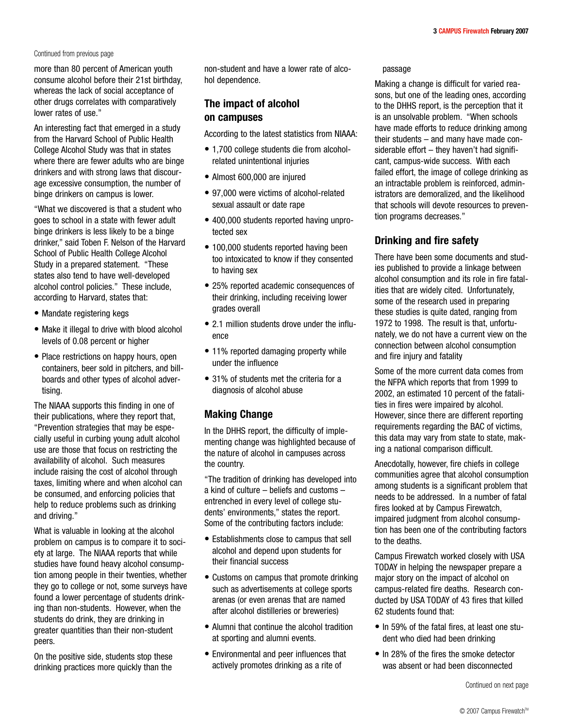Continued from previous page

more than 80 percent of American youth consume alcohol before their 21st birthday, whereas the lack of social acceptance of other drugs correlates with comparatively lower rates of use."

An interesting fact that emerged in a study from the Harvard School of Public Health College Alcohol Study was that in states where there are fewer adults who are binge drinkers and with strong laws that discourage excessive consumption, the number of binge drinkers on campus is lower.

"What we discovered is that a student who goes to school in a state with fewer adult binge drinkers is less likely to be a binge drinker," said Toben F. Nelson of the Harvard School of Public Health College Alcohol Study in a prepared statement. "These states also tend to have well-developed alcohol control policies." These include, according to Harvard, states that:

- Mandate registering kegs
- Make it illegal to drive with blood alcohol levels of 0.08 percent or higher
- Place restrictions on happy hours, open containers, beer sold in pitchers, and billboards and other types of alcohol advertising.

The NIAAA supports this finding in one of their publications, where they report that, "Prevention strategies that may be especially useful in curbing young adult alcohol use are those that focus on restricting the availability of alcohol. Such measures include raising the cost of alcohol through taxes, limiting where and when alcohol can be consumed, and enforcing policies that help to reduce problems such as drinking and driving."

What is valuable in looking at the alcohol problem on campus is to compare it to society at large. The NIAAA reports that while studies have found heavy alcohol consumption among people in their twenties, whether they go to college or not, some surveys have found a lower percentage of students drinking than non-students. However, when the students do drink, they are drinking in greater quantities than their non-student peers.

On the positive side, students stop these drinking practices more quickly than the non-student and have a lower rate of alcohol dependence.

## The impact of alcohol on campuses

According to the latest statistics from NIAAA:

- 1,700 college students die from alcohol-related unintentional injuries
- Almost 600,000 are injured
- 97,000 were victims of alcohol-related sexual assault or date rape
- 400,000 students reported having unprotected sex
- 100,000 students reported having been too intoxicated to know if they consented to having sex
- 25% reported academic consequences of their drinking, including receiving lower grades overall
- 2.1 million students drove under the influence
- 11% reported damaging property while under the influence
- 31% of students met the criteria for a diagnosis of alcohol abuse

## Making Change

In the DHHS report, the difficulty of implementing change was highlighted because of the nature of alcohol in campuses across the country.

"The tradition of drinking has developed into a kind of culture – beliefs and customs – entrenched in every level of college students' environments," states the report. Some of the contributing factors include:

- Establishments close to campus that sell alcohol and depend upon students for their financial success
- Customs on campus that promote drinking such as advertisements at college sports arenas (or even arenas that are named after alcohol distilleries or breweries)
- Alumni that continue the alcohol tradition at sporting and alumni events.
- Environmental and peer influences that actively promotes drinking as a rite of passage

Making a change is difficult for varied reasons, but one of the leading ones, according to the DHHS report, is the perception that it is an unsolvable problem. "When schools have made efforts to reduce drinking among their students – and many have made considerable effort – they haven't had significant, campus-wide success. With each failed effort, the image of college drinking as an intractable problem is reinforced, administrators are demoralized, and the likelihood that schools will devote resources to prevention programs decreases."

## Drinking and fire safety

There have been some documents and studies published to provide a linkage between alcohol consumption and its role in fire fatalities that are widely cited. Unfortunately, some of the research used in preparing these studies is quite dated, ranging from 1972 to 1998. The result is that, unfortunately, we do not have a current view on the connection between alcohol consumption and fire injury and fatality

Some of the more current data comes from the NFPA which reports that from 1999 to 2002, an estimated 10 percent of the fatalities in fires were impaired by alcohol. However, since there are different reporting requirements regarding the BAC of victims, this data may vary from state to state, making a national comparison difficult.

Anecdotally, however, fire chiefs in college communities agree that alcohol consumption among students is a significant problem that needs to be addressed. In a number of fatal fires looked at by Campus Firewatch, impaired judgment from alcohol consumption has been one of the contributing factors to the deaths.

Campus Firewatch worked closely with USA TODAY in helping the newspaper prepare a major story on the impact of alcohol on campus-related fire deaths. Research conducted by USA TODAY of 43 fires that killed 62 students found that:

- In 59% of the fatal fires, at least one student who died had been drinking
- In 28% of the fires the smoke detector was absent or had been disconnected

Continued on next page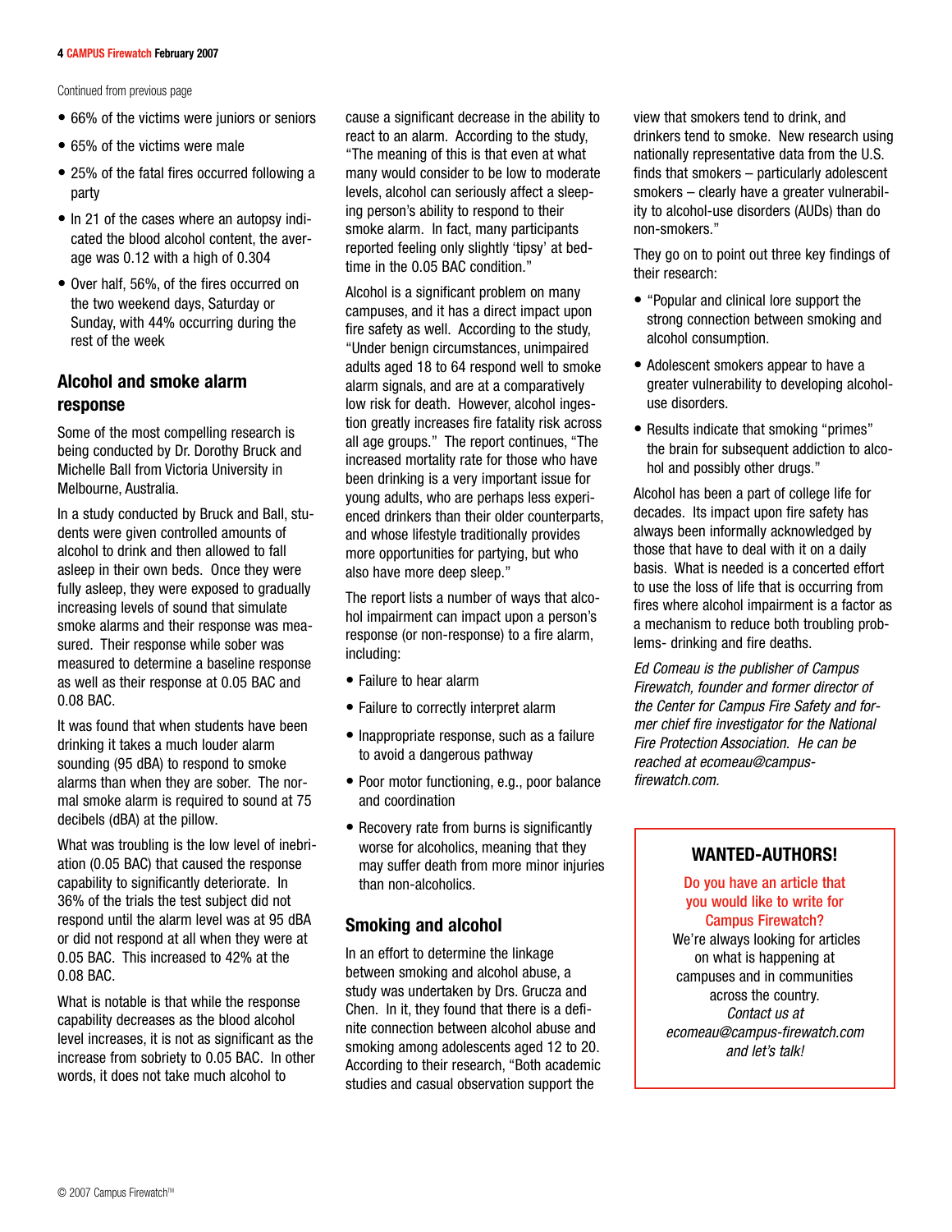Continued from previous page

- 66% of the victims were juniors or seniors
- 65% of the victims were male
- 25% of the fatal fires occurred following a party
- In 21 of the cases where an autopsy indicated the blood alcohol content, the average was 0.12 with a high of 0.304
- Over half, 56%, of the fires occurred on the two weekend days, Saturday or Sunday, with 44% occurring during the rest of the week

## Alcohol and smoke alarm response

Some of the most compelling research is being conducted by Dr. Dorothy Bruck and Michelle Ball from Victoria University in Melbourne, Australia.

In a study conducted by Bruck and Ball, students were given controlled amounts of alcohol to drink and then allowed to fall asleep in their own beds. Once they were fully asleep, they were exposed to gradually increasing levels of sound that simulate smoke alarms and their response was measured. Their response while sober was measured to determine a baseline response as well as their response at 0.05 BAC and 0.08 BAC.

It was found that when students have been drinking it takes a much louder alarm sounding (95 dBA) to respond to smoke alarms than when they are sober. The normal smoke alarm is required to sound at 75 decibels (dBA) at the pillow.

What was troubling is the low level of inebriation (0.05 BAC) that caused the response capability to significantly deteriorate. In 36% of the trials the test subject did not respond until the alarm level was at 95 dBA or did not respond at all when they were at 0.05 BAC. This increased to 42% at the 0.08 BAC.

What is notable is that while the response capability decreases as the blood alcohol level increases, it is not as significant as the increase from sobriety to 0.05 BAC. In other words, it does not take much alcohol to cause a significant decrease in the ability to react to an alarm. According to the study, "The meaning of this is that even at what many would consider to be low to moderate levels, alcohol can seriously affect a sleeping person's ability to respond to their smoke alarm. In fact, many participants reported feeling only slightly 'tipsy' at bedtime in the 0.05 BAC condition."

Alcohol is a significant problem on many campuses, and it has a direct impact upon fire safety as well. According to the study, "Under benign circumstances, unimpaired adults aged 18 to 64 respond well to smoke alarm signals, and are at a comparatively low risk for death. However, alcohol ingestion greatly increases fire fatality risk across all age groups." The report continues, "The increased mortality rate for those who have been drinking is a very important issue for young adults, who are perhaps less experienced drinkers than their older counterparts, and whose lifestyle traditionally provides more opportunities for partying, but who also have more deep sleep."

The report lists a number of ways that alcohol impairment can impact upon a person's response (or non-response) to a fire alarm, including:

- Failure to hear alarm
- Failure to correctly interpret alarm
- Inappropriate response, such as a failure to avoid a dangerous pathway
- Poor motor functioning, e.g., poor balance and coordination
- Recovery rate from burns is significantly worse for alcoholics, meaning that they may suffer death from more minor injuries than non-alcoholics.

## Smoking and alcohol

In an effort to determine the linkage between smoking and alcohol abuse, a study was undertaken by Drs. Grucza and Chen. In it, they found that there is a definite connection between alcohol abuse and smoking among adolescents aged 12 to 20. According to their research, "Both academic studies and casual observation support the view that smokers tend to drink, and drinkers tend to smoke. New research using nationally representative data from the U.S. finds that smokers – particularly adolescent smokers – clearly have a greater vulnerability to alcohol-use disorders (AUDs) than do non-smokers."

They go on to point out three key findings of their research:

- "Popular and clinical lore support the strong connection between smoking and alcohol consumption.
- Adolescent smokers appear to have a greater vulnerability to developing alcohol-use disorders.
- Results indicate that smoking "primes" the brain for subsequent addiction to alcohol and possibly other drugs."

Alcohol has been a part of college life for decades. Its impact upon fire safety has always been informally acknowledged by those that have to deal with it on a daily basis. What is needed is a concerted effort to use the loss of life that is occurring from fires where alcohol impairment is a factor as a mechanism to reduce both troubling problems- drinking and fire deaths.

*Ed Comeau is the publisher of Campus Firewatch, founder and former director of the Center for Campus Fire Safety and former chief fire investigator for the National Fire Protection Association. He can be reached at ecomeau@campus-firewatch.com.*

**WANTED-AUTHORS!**

Do you have an article that you would like to write for Campus Firewatch?

We're always looking for articles on what is happening at campuses and in communities across the country.

*Contact us at ecomeau@campus-firewatch.com and let's talk!*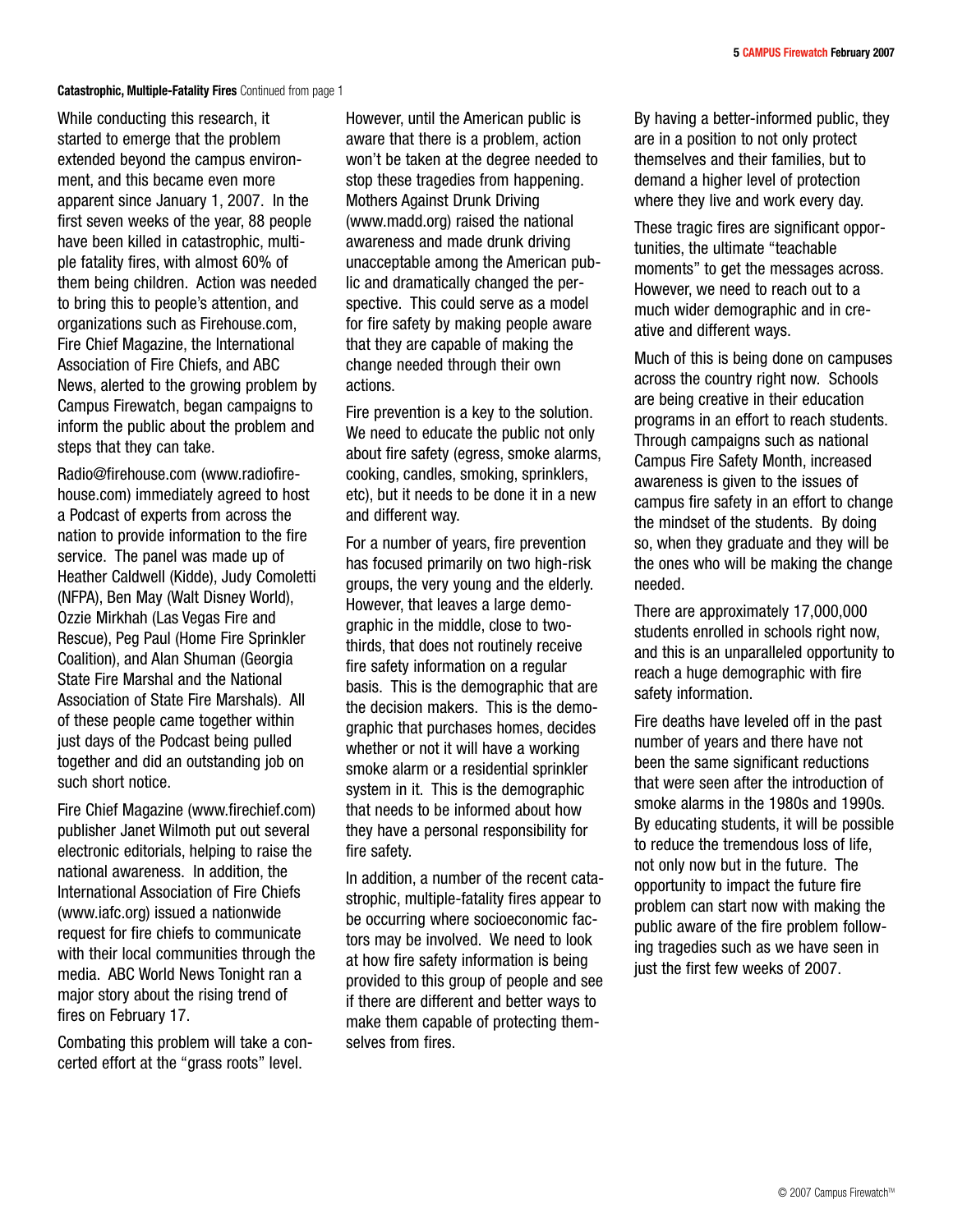**Catastrophic, Multiple-Fatality Fires** Continued from page 1

While conducting this research, it started to emerge that the problem extended beyond the campus environment, and this became even more apparent since January 1, 2007. In the first seven weeks of the year, 88 people have been killed in catastrophic, multiple fatality fires, with almost 60% of them being children. Action was needed to bring this to people's attention, and organizations such as Firehouse.com, Fire Chief Magazine, the International Association of Fire Chiefs, and ABC News, alerted to the growing problem by Campus Firewatch, began campaigns to inform the public about the problem and steps that they can take.

Radio@firehouse.com (www.radiofirehouse.com) immediately agreed to host a Podcast of experts from across the nation to provide information to the fire service. The panel was made up of Heather Caldwell (Kidde), Judy Comoletti (NFPA), Ben May (Walt Disney World), Ozzie Mirkhah (Las Vegas Fire and Rescue), Peg Paul (Home Fire Sprinkler Coalition), and Alan Shuman (Georgia State Fire Marshal and the National Association of State Fire Marshals). All of these people came together within just days of the Podcast being pulled together and did an outstanding job on such short notice.

Fire Chief Magazine (www.firechief.com) publisher Janet Wilmoth put out several electronic editorials, helping to raise the national awareness. In addition, the International Association of Fire Chiefs (www.iafc.org) issued a nationwide request for fire chiefs to communicate with their local communities through the media. ABC World News Tonight ran a major story about the rising trend of fires on February 17.

Combating this problem will take a concerted effort at the "grass roots" level. However, until the American public is aware that there is a problem, action won't be taken at the degree needed to stop these tragedies from happening. Mothers Against Drunk Driving (www.madd.org) raised the national awareness and made drunk driving unacceptable among the American public and dramatically changed the perspective. This could serve as a model for fire safety by making people aware that they are capable of making the change needed through their own actions.

Fire prevention is a key to the solution. We need to educate the public not only about fire safety (egress, smoke alarms, cooking, candles, smoking, sprinklers, etc), but it needs to be done it in a new and different way.

For a number of years, fire prevention has focused primarily on two high-risk groups, the very young and the elderly. However, that leaves a large demographic in the middle, close to two-thirds, that does not routinely receive fire safety information on a regular basis. This is the demographic that are the decision makers. This is the demographic that purchases homes, decides whether or not it will have a working smoke alarm or a residential sprinkler system in it. This is the demographic that needs to be informed about how they have a personal responsibility for fire safety.

In addition, a number of the recent catastrophic, multiple-fatality fires appear to be occurring where socioeconomic factors may be involved. We need to look at how fire safety information is being provided to this group of people and see if there are different and better ways to make them capable of protecting themselves from fires.

By having a better-informed public, they are in a position to not only protect themselves and their families, but to demand a higher level of protection where they live and work every day.

These tragic fires are significant opportunities, the ultimate "teachable moments" to get the messages across. However, we need to reach out to a much wider demographic and in creative and different ways.

Much of this is being done on campuses across the country right now. Schools are being creative in their education programs in an effort to reach students. Through campaigns such as national Campus Fire Safety Month, increased awareness is given to the issues of campus fire safety in an effort to change the mindset of the students. By doing so, when they graduate and they will be the ones who will be making the change needed.

There are approximately 17,000,000 students enrolled in schools right now, and this is an unparalleled opportunity to reach a huge demographic with fire safety information.

Fire deaths have leveled off in the past number of years and there have not been the same significant reductions that were seen after the introduction of smoke alarms in the 1980s and 1990s. By educating students, it will be possible to reduce the tremendous loss of life, not only now but in the future. The opportunity to impact the future fire problem can start now with making the public aware of the fire problem following tragedies such as we have seen in just the first few weeks of 2007.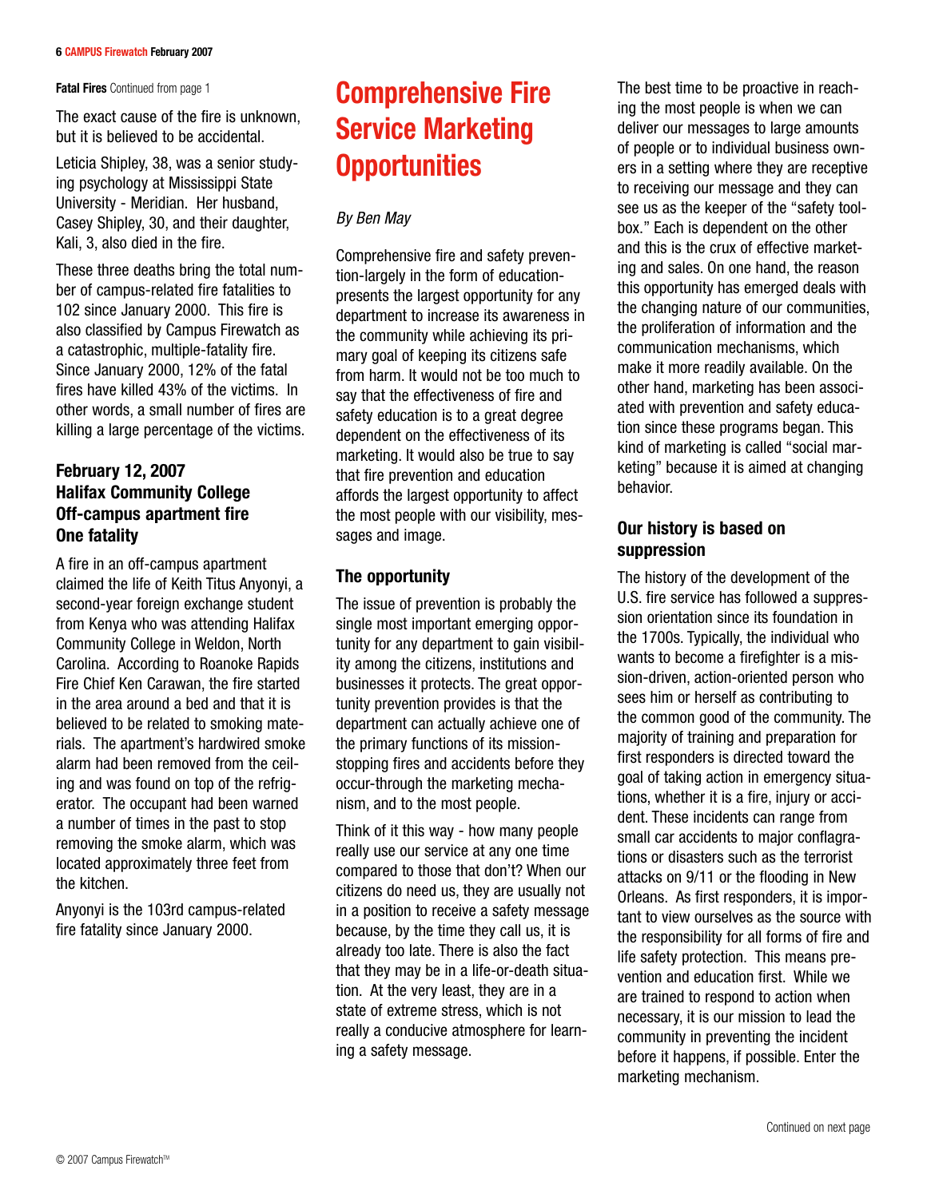**Fatal Fires** Continued from page 1

The exact cause of the fire is unknown, but it is believed to be accidental.

Leticia Shipley, 38, was a senior studying psychology at Mississippi State University - Meridian. Her husband, Casey Shipley, 30, and their daughter, Kali, 3, also died in the fire.

These three deaths bring the total number of campus-related fire fatalities to 102 since January 2000. This fire is also classified by Campus Firewatch as a catastrophic, multiple-fatality fire. Since January 2000, 12% of the fatal fires have killed 43% of the victims. In other words, a small number of fires are killing a large percentage of the victims.

### February 12, 2007
### Halifax Community College
### Off-campus apartment fire
### One fatality

A fire in an off-campus apartment claimed the life of Keith Titus Anyonyi, a second-year foreign exchange student from Kenya who was attending Halifax Community College in Weldon, North Carolina. According to Roanoke Rapids Fire Chief Ken Carawan, the fire started in the area around a bed and that it is believed to be related to smoking materials. The apartment's hardwired smoke alarm had been removed from the ceiling and was found on top of the refrigerator. The occupant had been warned a number of times in the past to stop removing the smoke alarm, which was located approximately three feet from the kitchen.

Anyonyi is the 103rd campus-related fire fatality since January 2000.

# Comprehensive Fire Service Marketing Opportunities

*By Ben May*

Comprehensive fire and safety prevention-largely in the form of education-presents the largest opportunity for any department to increase its awareness in the community while achieving its primary goal of keeping its citizens safe from harm. It would not be too much to say that the effectiveness of fire and safety education is to a great degree dependent on the effectiveness of its marketing. It would also be true to say that fire prevention and education affords the largest opportunity to affect the most people with our visibility, messages and image.

### The opportunity

The issue of prevention is probably the single most important emerging opportunity for any department to gain visibility among the citizens, institutions and businesses it protects. The great opportunity prevention provides is that the department can actually achieve one of the primary functions of its mission-stopping fires and accidents before they occur-through the marketing mechanism, and to the most people.

Think of it this way - how many people really use our service at any one time compared to those that don't? When our citizens do need us, they are usually not in a position to receive a safety message because, by the time they call us, it is already too late. There is also the fact that they may be in a life-or-death situation. At the very least, they are in a state of extreme stress, which is not really a conducive atmosphere for learning a safety message.

The best time to be proactive in reaching the most people is when we can deliver our messages to large amounts of people or to individual business owners in a setting where they are receptive to receiving our message and they can see us as the keeper of the "safety toolbox." Each is dependent on the other and this is the crux of effective marketing and sales. On one hand, the reason this opportunity has emerged deals with the changing nature of our communities, the proliferation of information and the communication mechanisms, which make it more readily available. On the other hand, marketing has been associated with prevention and safety education since these programs began. This kind of marketing is called "social marketing" because it is aimed at changing behavior.

### Our history is based on suppression

The history of the development of the U.S. fire service has followed a suppression orientation since its foundation in the 1700s. Typically, the individual who wants to become a firefighter is a mission-driven, action-oriented person who sees him or herself as contributing to the common good of the community. The majority of training and preparation for first responders is directed toward the goal of taking action in emergency situations, whether it is a fire, injury or accident. These incidents can range from small car accidents to major conflagrations or disasters such as the terrorist attacks on 9/11 or the flooding in New Orleans. As first responders, it is important to view ourselves as the source with the responsibility for all forms of fire and life safety protection. This means prevention and education first. While we are trained to respond to action when necessary, it is our mission to lead the community in preventing the incident before it happens, if possible. Enter the marketing mechanism.

Continued on next page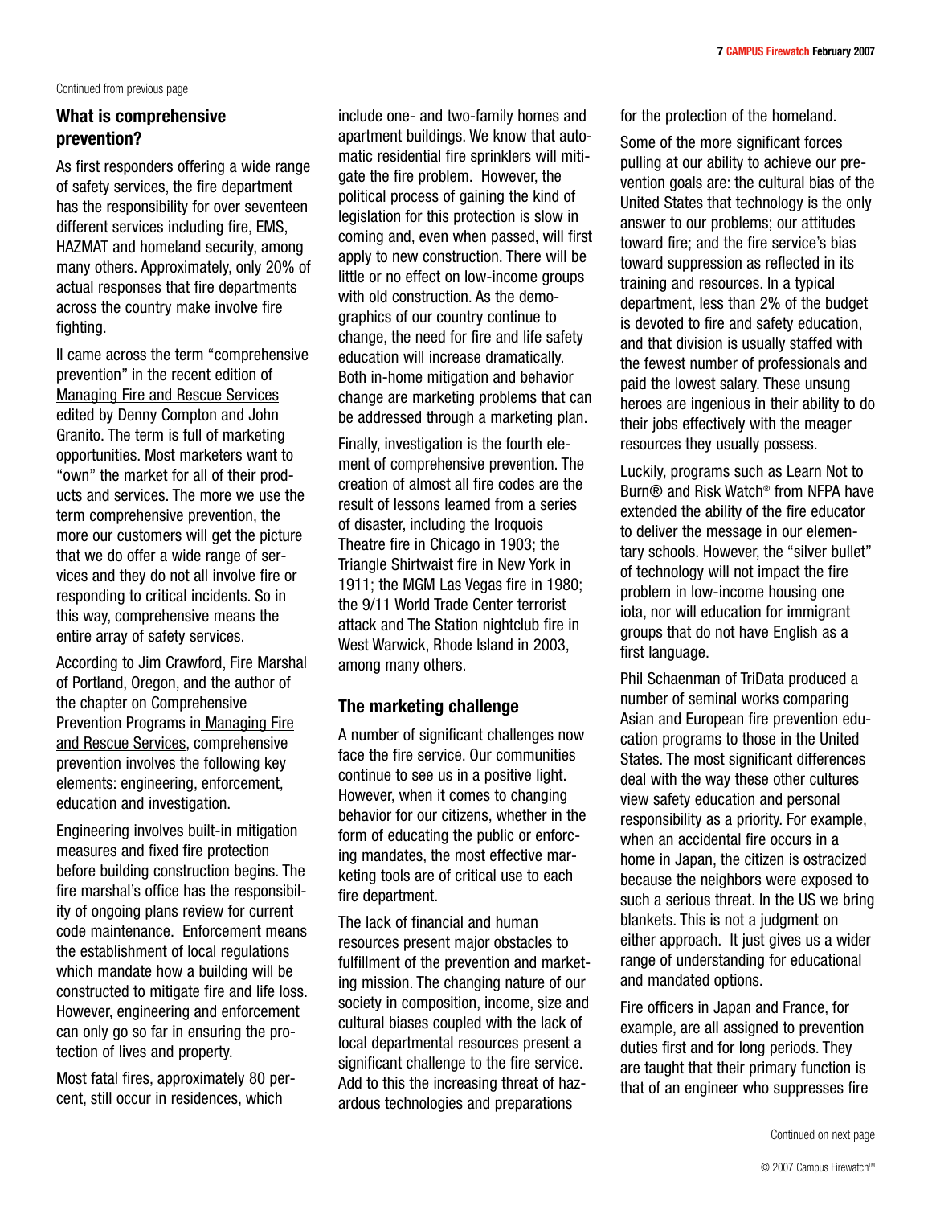Continued from previous page

## What is comprehensive prevention?

As first responders offering a wide range of safety services, the fire department has the responsibility for over seventeen different services including fire, EMS, HAZMAT and homeland security, among many others. Approximately, only 20% of actual responses that fire departments across the country make involve fire fighting.

Il came across the term "comprehensive prevention" in the recent edition of Managing Fire and Rescue Services edited by Denny Compton and John Granito. The term is full of marketing opportunities. Most marketers want to "own" the market for all of their products and services. The more we use the term comprehensive prevention, the more our customers will get the picture that we do offer a wide range of services and they do not all involve fire or responding to critical incidents. So in this way, comprehensive means the entire array of safety services.

According to Jim Crawford, Fire Marshal of Portland, Oregon, and the author of the chapter on Comprehensive Prevention Programs in Managing Fire and Rescue Services, comprehensive prevention involves the following key elements: engineering, enforcement, education and investigation.

Engineering involves built-in mitigation measures and fixed fire protection before building construction begins. The fire marshal's office has the responsibility of ongoing plans review for current code maintenance. Enforcement means the establishment of local regulations which mandate how a building will be constructed to mitigate fire and life loss. However, engineering and enforcement can only go so far in ensuring the protection of lives and property.

Most fatal fires, approximately 80 percent, still occur in residences, which include one- and two-family homes and apartment buildings. We know that automatic residential fire sprinklers will mitigate the fire problem. However, the political process of gaining the kind of legislation for this protection is slow in coming and, even when passed, will first apply to new construction. There will be little or no effect on low-income groups with old construction. As the demographics of our country continue to change, the need for fire and life safety education will increase dramatically. Both in-home mitigation and behavior change are marketing problems that can be addressed through a marketing plan.

Finally, investigation is the fourth element of comprehensive prevention. The creation of almost all fire codes are the result of lessons learned from a series of disaster, including the Iroquois Theatre fire in Chicago in 1903; the Triangle Shirtwaist fire in New York in 1911; the MGM Las Vegas fire in 1980; the 9/11 World Trade Center terrorist attack and The Station nightclub fire in West Warwick, Rhode Island in 2003, among many others.

## The marketing challenge

A number of significant challenges now face the fire service. Our communities continue to see us in a positive light. However, when it comes to changing behavior for our citizens, whether in the form of educating the public or enforcing mandates, the most effective marketing tools are of critical use to each fire department.

The lack of financial and human resources present major obstacles to fulfillment of the prevention and marketing mission. The changing nature of our society in composition, income, size and cultural biases coupled with the lack of local departmental resources present a significant challenge to the fire service. Add to this the increasing threat of hazardous technologies and preparations for the protection of the homeland.

Some of the more significant forces pulling at our ability to achieve our prevention goals are: the cultural bias of the United States that technology is the only answer to our problems; our attitudes toward fire; and the fire service's bias toward suppression as reflected in its training and resources. In a typical department, less than 2% of the budget is devoted to fire and safety education, and that division is usually staffed with the fewest number of professionals and paid the lowest salary. These unsung heroes are ingenious in their ability to do their jobs effectively with the meager resources they usually possess.

Luckily, programs such as Learn Not to Burn® and Risk Watch® from NFPA have extended the ability of the fire educator to deliver the message in our elementary schools. However, the "silver bullet" of technology will not impact the fire problem in low-income housing one iota, nor will education for immigrant groups that do not have English as a first language.

Phil Schaenman of TriData produced a number of seminal works comparing Asian and European fire prevention education programs to those in the United States. The most significant differences deal with the way these other cultures view safety education and personal responsibility as a priority. For example, when an accidental fire occurs in a home in Japan, the citizen is ostracized because the neighbors were exposed to such a serious threat. In the US we bring blankets. This is not a judgment on either approach. It just gives us a wider range of understanding for educational and mandated options.

Fire officers in Japan and France, for example, are all assigned to prevention duties first and for long periods. They are taught that their primary function is that of an engineer who suppresses fire

Continued on next page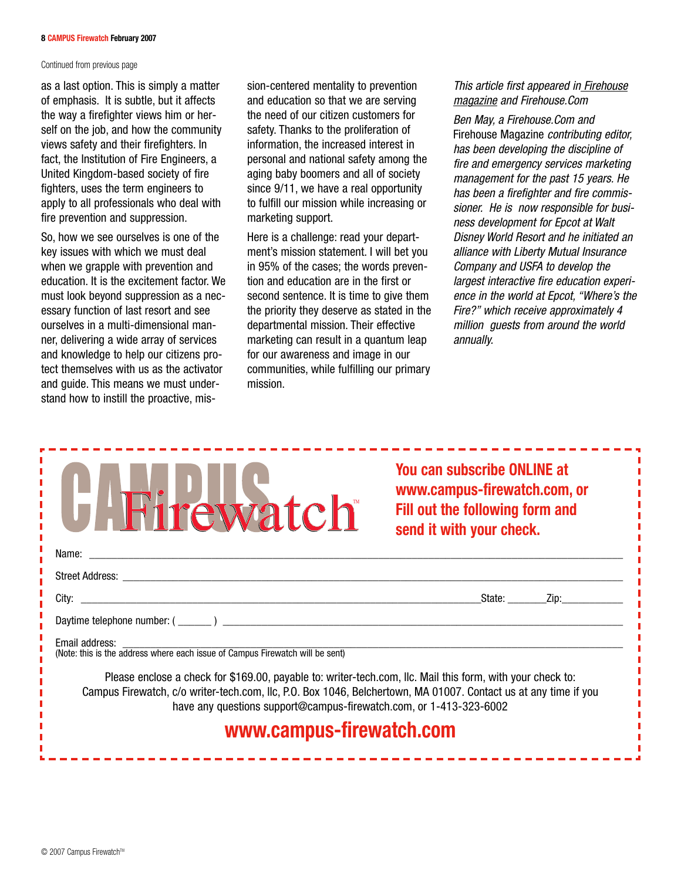Continued from previous page

as a last option. This is simply a matter of emphasis. It is subtle, but it affects the way a firefighter views him or herself on the job, and how the community views safety and their firefighters. In fact, the Institution of Fire Engineers, a United Kingdom-based society of fire fighters, uses the term engineers to apply to all professionals who deal with fire prevention and suppression.

So, how we see ourselves is one of the key issues with which we must deal when we grapple with prevention and education. It is the excitement factor. We must look beyond suppression as a necessary function of last resort and see ourselves in a multi-dimensional manner, delivering a wide array of services and knowledge to help our citizens protect themselves with us as the activator and guide. This means we must understand how to instill the proactive, mission-centered mentality to prevention and education so that we are serving the need of our citizen customers for safety. Thanks to the proliferation of information, the increased interest in personal and national safety among the aging baby boomers and all of society since 9/11, we have a real opportunity to fulfill our mission while increasing or marketing support.

Here is a challenge: read your department's mission statement. I will bet you in 95% of the cases; the words prevention and education are in the first or second sentence. It is time to give them the priority they deserve as stated in the departmental mission. Their effective marketing can result in a quantum leap for our awareness and image in our communities, while fulfilling our primary mission.

*This article first appeared in Firehouse magazine and Firehouse.Com*

*Ben May, a Firehouse.Com and* Firehouse Magazine *contributing editor, has been developing the discipline of fire and emergency services marketing management for the past 15 years. He has been a firefighter and fire commissioner. He is now responsible for business development for Epcot at Walt Disney World Resort and he initiated an alliance with Liberty Mutual Insurance Company and USFA to develop the largest interactive fire education experience in the world at Epcot, "Where's the Fire?" which receive approximately 4 million guests from around the world annually.*

---

CAMPUS Firewatch™

**You can subscribe ONLINE at www.campus-firewatch.com, or Fill out the following form and send it with your check.**

Name: \_\_\_\_\_\_\_\_\_\_\_\_\_\_\_\_\_\_\_\_\_\_\_\_\_\_\_\_\_\_\_\_

Street Address: \_\_\_\_\_\_\_\_\_\_\_\_\_\_\_\_\_\_\_\_\_\_\_\_\_\_\_\_\_\_\_\_

City: \_\_\_\_\_\_\_\_\_\_\_\_\_\_\_\_\_\_\_\_\_\_\_\_ State: \_\_\_\_\_\_\_ Zip: \_\_\_\_\_\_\_\_\_\_\_

Daytime telephone number: ( \_\_\_\_\_\_ ) \_\_\_\_\_\_\_\_\_\_\_\_\_\_\_\_\_\_\_\_\_\_\_\_

Email address: \_\_\_\_\_\_\_\_\_\_\_\_\_\_\_\_\_\_\_\_\_\_\_\_\_\_\_\_\_\_\_\_
(Note: this is the address where each issue of Campus Firewatch will be sent)

Please enclose a check for $169.00, payable to: writer-tech.com, llc. Mail this form, with your check to: Campus Firewatch, c/o writer-tech.com, llc, P.O. Box 1046, Belchertown, MA 01007. Contact us at any time if you have any questions support@campus-firewatch.com, or 1-413-323-6002

**www.campus-firewatch.com**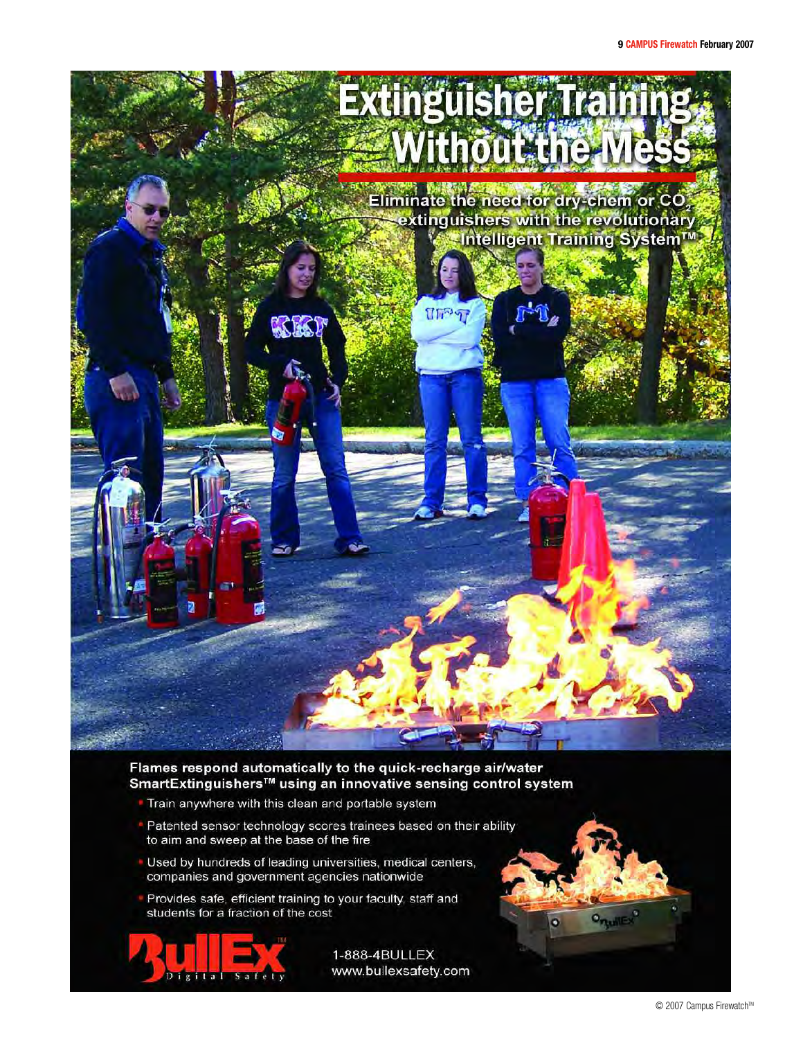# Extinguisher Training Without the Mess

Eliminate the need for dry-chem or $CO_2$ extinguishers with the revolutionary Intelligent Training System™

**Flames respond automatically to the quick-recharge air/water SmartExtinguishers™ using an innovative sensing control system**

- Train anywhere with this clean and portable system
- Patented sensor technology scores trainees based on their ability to aim and sweep at the base of the fire
- Used by hundreds of leading universities, medical centers, companies and government agencies nationwide
- Provides safe, efficient training to your faculty, staff and students for a fraction of the cost

BullEx™ Digital Safety

1-888-4BULLEX
www.bullexsafety.com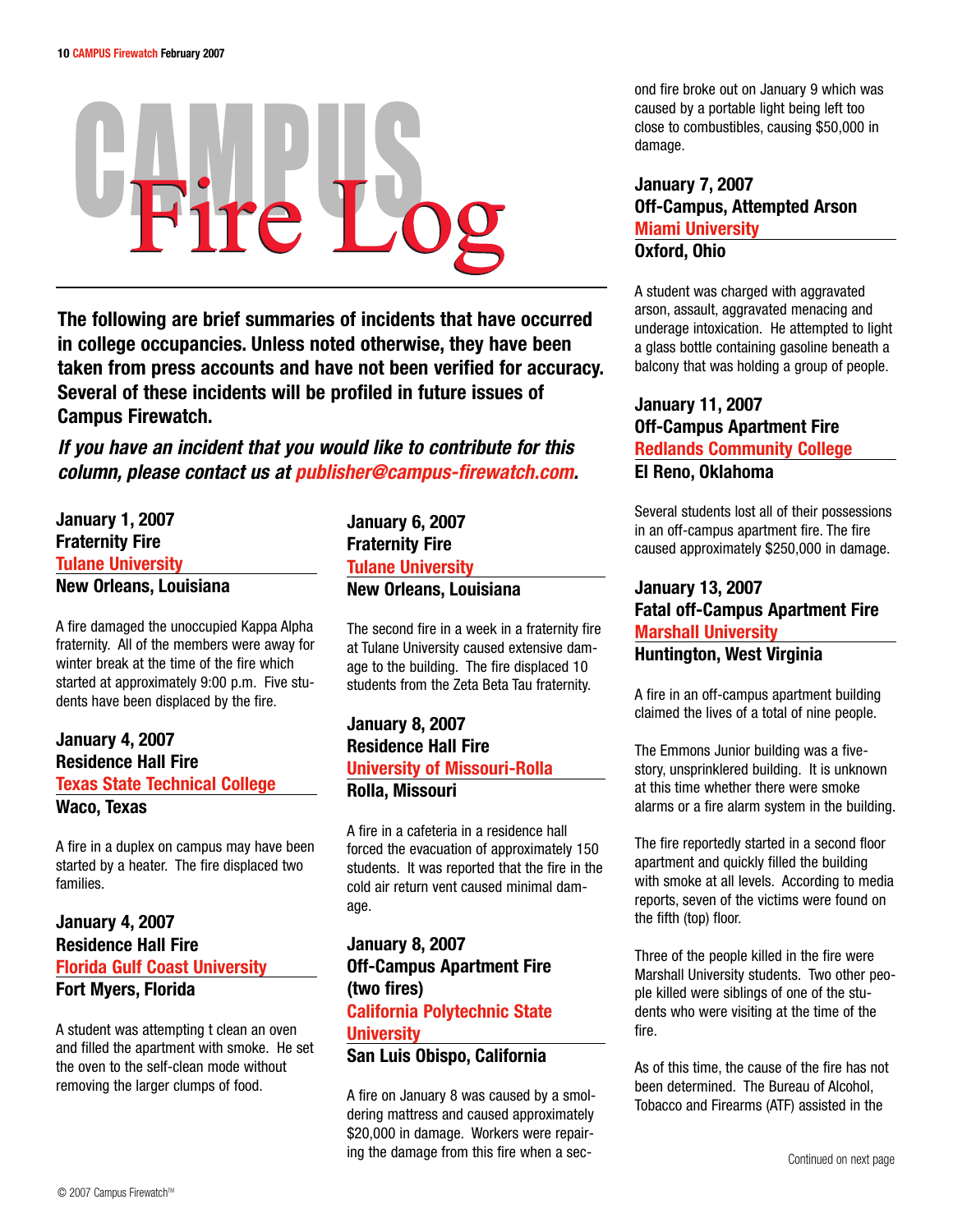# CAMPUS Fire Log

**The following are brief summaries of incidents that have occurred in college occupancies. Unless noted otherwise, they have been taken from press accounts and have not been verified for accuracy. Several of these incidents will be profiled in future issues of Campus Firewatch.**

***If you have an incident that you would like to contribute for this column, please contact us at publisher@campus-firewatch.com.***

### January 1, 2007
**Fraternity Fire**
**Tulane University**
**New Orleans, Louisiana**

A fire damaged the unoccupied Kappa Alpha fraternity. All of the members were away for winter break at the time of the fire which started at approximately 9:00 p.m. Five students have been displaced by the fire.

### January 4, 2007
**Residence Hall Fire**
**Texas State Technical College**
**Waco, Texas**

A fire in a duplex on campus may have been started by a heater. The fire displaced two families.

### January 4, 2007
**Residence Hall Fire**
**Florida Gulf Coast University**
**Fort Myers, Florida**

A student was attempting t clean an oven and filled the apartment with smoke. He set the oven to the self-clean mode without removing the larger clumps of food.

### January 6, 2007
**Fraternity Fire**
**Tulane University**
**New Orleans, Louisiana**

The second fire in a week in a fraternity fire at Tulane University caused extensive damage to the building. The fire displaced 10 students from the Zeta Beta Tau fraternity.

### January 8, 2007
**Residence Hall Fire**
**University of Missouri-Rolla**
**Rolla, Missouri**

A fire in a cafeteria in a residence hall forced the evacuation of approximately 150 students. It was reported that the fire in the cold air return vent caused minimal damage.

### January 8, 2007
**Off-Campus Apartment Fire (two fires)**
**California Polytechnic State University**
**San Luis Obispo, California**

A fire on January 8 was caused by a smoldering mattress and caused approximately $20,000 in damage. Workers were repairing the damage from this fire when a second fire broke out on January 9 which was caused by a portable light being left too close to combustibles, causing $50,000 in damage.

### January 7, 2007
**Off-Campus, Attempted Arson**
**Miami University**
**Oxford, Ohio**

A student was charged with aggravated arson, assault, aggravated menacing and underage intoxication. He attempted to light a glass bottle containing gasoline beneath a balcony that was holding a group of people.

### January 11, 2007
**Off-Campus Apartment Fire**
**Redlands Community College**
**El Reno, Oklahoma**

Several students lost all of their possessions in an off-campus apartment fire. The fire caused approximately $250,000 in damage.

### January 13, 2007
**Fatal off-Campus Apartment Fire**
**Marshall University**
**Huntington, West Virginia**

A fire in an off-campus apartment building claimed the lives of a total of nine people.

The Emmons Junior building was a five-story, unsprinklered building. It is unknown at this time whether there were smoke alarms or a fire alarm system in the building.

The fire reportedly started in a second floor apartment and quickly filled the building with smoke at all levels. According to media reports, seven of the victims were found on the fifth (top) floor.

Three of the people killed in the fire were Marshall University students. Two other people killed were siblings of one of the students who were visiting at the time of the fire.

As of this time, the cause of the fire has not been determined. The Bureau of Alcohol, Tobacco and Firearms (ATF) assisted in the

Continued on next page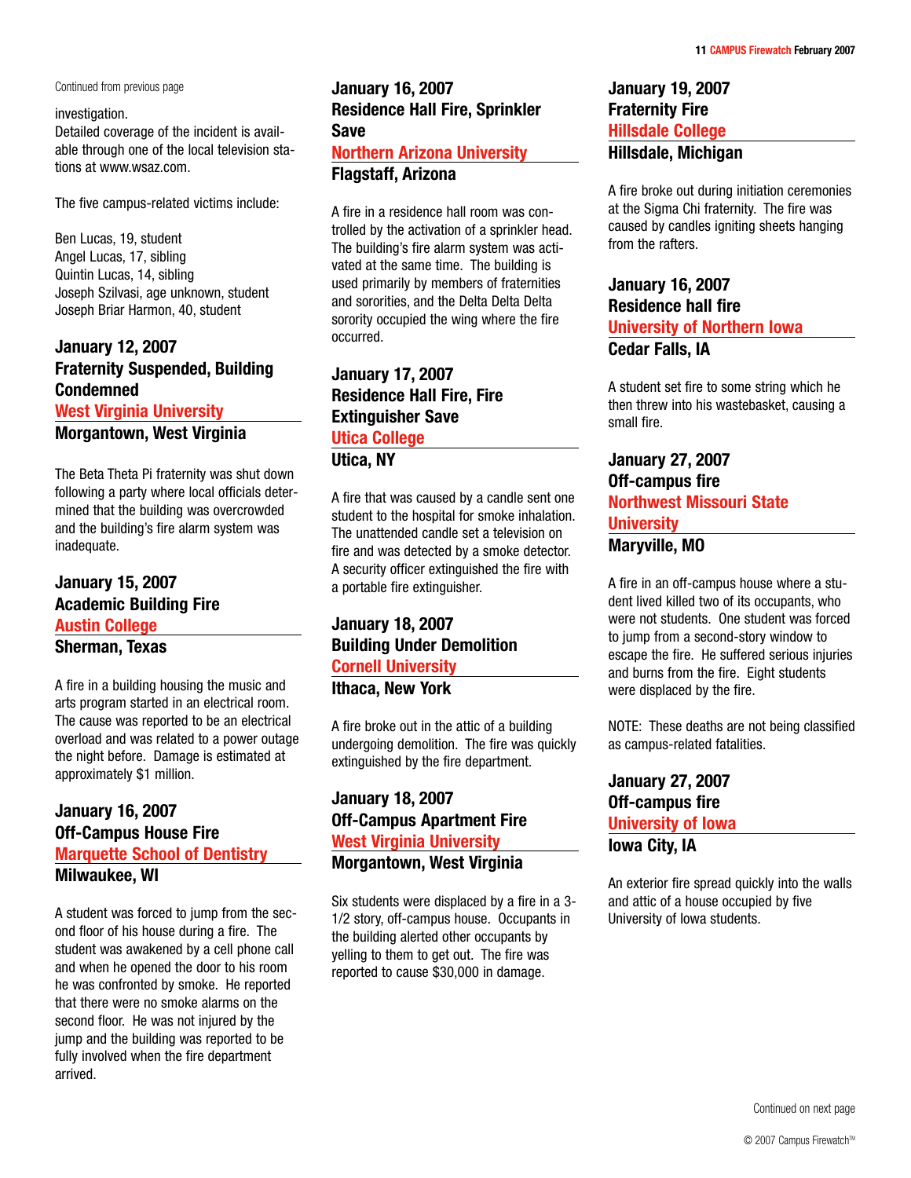Continued from previous page

investigation.
Detailed coverage of the incident is available through one of the local television stations at www.wsaz.com.

The five campus-related victims include:

Ben Lucas, 19, student
Angel Lucas, 17, sibling
Quintin Lucas, 14, sibling
Joseph Szilvasi, age unknown, student
Joseph Briar Harmon, 40, student

### January 12, 2007
### Fraternity Suspended, Building Condemned
### West Virginia University
### Morgantown, West Virginia

The Beta Theta Pi fraternity was shut down following a party where local officials determined that the building was overcrowded and the building's fire alarm system was inadequate.

### January 15, 2007
### Academic Building Fire
### Austin College
### Sherman, Texas

A fire in a building housing the music and arts program started in an electrical room. The cause was reported to be an electrical overload and was related to a power outage the night before. Damage is estimated at approximately $1 million.

### January 16, 2007
### Off-Campus House Fire
### Marquette School of Dentistry
### Milwaukee, WI

A student was forced to jump from the second floor of his house during a fire. The student was awakened by a cell phone call and when he opened the door to his room he was confronted by smoke. He reported that there were no smoke alarms on the second floor. He was not injured by the jump and the building was reported to be fully involved when the fire department arrived.

### January 16, 2007
### Residence Hall Fire, Sprinkler Save
### Northern Arizona University
### Flagstaff, Arizona

A fire in a residence hall room was controlled by the activation of a sprinkler head. The building's fire alarm system was activated at the same time. The building is used primarily by members of fraternities and sororities, and the Delta Delta Delta sorority occupied the wing where the fire occurred.

### January 17, 2007
### Residence Hall Fire, Fire Extinguisher Save
### Utica College
### Utica, NY

A fire that was caused by a candle sent one student to the hospital for smoke inhalation. The unattended candle set a television on fire and was detected by a smoke detector. A security officer extinguished the fire with a portable fire extinguisher.

### January 18, 2007
### Building Under Demolition
### Cornell University
### Ithaca, New York

A fire broke out in the attic of a building undergoing demolition. The fire was quickly extinguished by the fire department.

### January 18, 2007
### Off-Campus Apartment Fire
### West Virginia University
### Morgantown, West Virginia

Six students were displaced by a fire in a 3-1/2 story, off-campus house. Occupants in the building alerted other occupants by yelling to them to get out. The fire was reported to cause $30,000 in damage.

### January 19, 2007
### Fraternity Fire
### Hillsdale College
### Hillsdale, Michigan

A fire broke out during initiation ceremonies at the Sigma Chi fraternity. The fire was caused by candles igniting sheets hanging from the rafters.

### January 16, 2007
### Residence hall fire
### University of Northern Iowa
### Cedar Falls, IA

A student set fire to some string which he then threw into his wastebasket, causing a small fire.

### January 27, 2007
### Off-campus fire
### Northwest Missouri State University
### Maryville, MO

A fire in an off-campus house where a student lived killed two of its occupants, who were not students. One student was forced to jump from a second-story window to escape the fire. He suffered serious injuries and burns from the fire. Eight students were displaced by the fire.

NOTE: These deaths are not being classified as campus-related fatalities.

### January 27, 2007
### Off-campus fire
### University of Iowa
### Iowa City, IA

An exterior fire spread quickly into the walls and attic of a house occupied by five University of Iowa students.

Continued on next page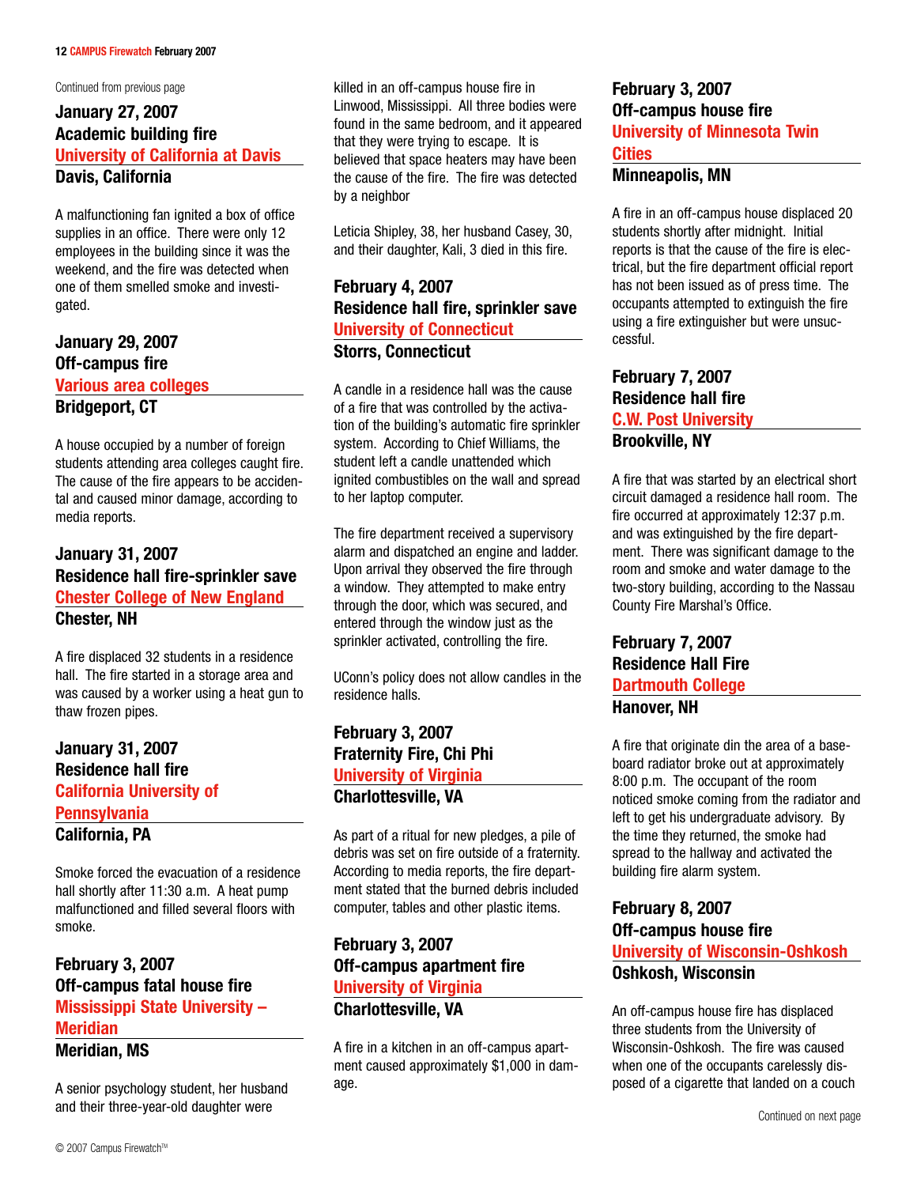Continued from previous page

### January 27, 2007
### Academic building fire
### University of California at Davis
### Davis, California

A malfunctioning fan ignited a box of office supplies in an office. There were only 12 employees in the building since it was the weekend, and the fire was detected when one of them smelled smoke and investigated.

### January 29, 2007
### Off-campus fire
### Various area colleges
### Bridgeport, CT

A house occupied by a number of foreign students attending area colleges caught fire. The cause of the fire appears to be accidental and caused minor damage, according to media reports.

### January 31, 2007
### Residence hall fire-sprinkler save
### Chester College of New England
### Chester, NH

A fire displaced 32 students in a residence hall. The fire started in a storage area and was caused by a worker using a heat gun to thaw frozen pipes.

### January 31, 2007
### Residence hall fire
### California University of Pennsylvania
### California, PA

Smoke forced the evacuation of a residence hall shortly after 11:30 a.m. A heat pump malfunctioned and filled several floors with smoke.

### February 3, 2007
### Off-campus fatal house fire
### Mississippi State University – Meridian
### Meridian, MS

A senior psychology student, her husband and their three-year-old daughter were killed in an off-campus house fire in Linwood, Mississippi. All three bodies were found in the same bedroom, and it appeared that they were trying to escape. It is believed that space heaters may have been the cause of the fire. The fire was detected by a neighbor

Leticia Shipley, 38, her husband Casey, 30, and their daughter, Kali, 3 died in this fire.

### February 4, 2007
### Residence hall fire, sprinkler save
### University of Connecticut
### Storrs, Connecticut

A candle in a residence hall was the cause of a fire that was controlled by the activation of the building's automatic fire sprinkler system. According to Chief Williams, the student left a candle unattended which ignited combustibles on the wall and spread to her laptop computer.

The fire department received a supervisory alarm and dispatched an engine and ladder. Upon arrival they observed the fire through a window. They attempted to make entry through the door, which was secured, and entered through the window just as the sprinkler activated, controlling the fire.

UConn's policy does not allow candles in the residence halls.

### February 3, 2007
### Fraternity Fire, Chi Phi
### University of Virginia
### Charlottesville, VA

As part of a ritual for new pledges, a pile of debris was set on fire outside of a fraternity. According to media reports, the fire department stated that the burned debris included computer, tables and other plastic items.

### February 3, 2007
### Off-campus apartment fire
### University of Virginia
### Charlottesville, VA

A fire in a kitchen in an off-campus apartment caused approximately $1,000 in damage.

### February 3, 2007
### Off-campus house fire
### University of Minnesota Twin Cities
### Minneapolis, MN

A fire in an off-campus house displaced 20 students shortly after midnight. Initial reports is that the cause of the fire is electrical, but the fire department official report has not been issued as of press time. The occupants attempted to extinguish the fire using a fire extinguisher but were unsuccessful.

### February 7, 2007
### Residence hall fire
### C.W. Post University
### Brookville, NY

A fire that was started by an electrical short circuit damaged a residence hall room. The fire occurred at approximately 12:37 p.m. and was extinguished by the fire department. There was significant damage to the room and smoke and water damage to the two-story building, according to the Nassau County Fire Marshal's Office.

### February 7, 2007
### Residence Hall Fire
### Dartmouth College
### Hanover, NH

A fire that originate din the area of a baseboard radiator broke out at approximately 8:00 p.m. The occupant of the room noticed smoke coming from the radiator and left to get his undergraduate advisory. By the time they returned, the smoke had spread to the hallway and activated the building fire alarm system.

### February 8, 2007
### Off-campus house fire
### University of Wisconsin-Oshkosh
### Oshkosh, Wisconsin

An off-campus house fire has displaced three students from the University of Wisconsin-Oshkosh. The fire was caused when one of the occupants carelessly disposed of a cigarette that landed on a couch

Continued on next page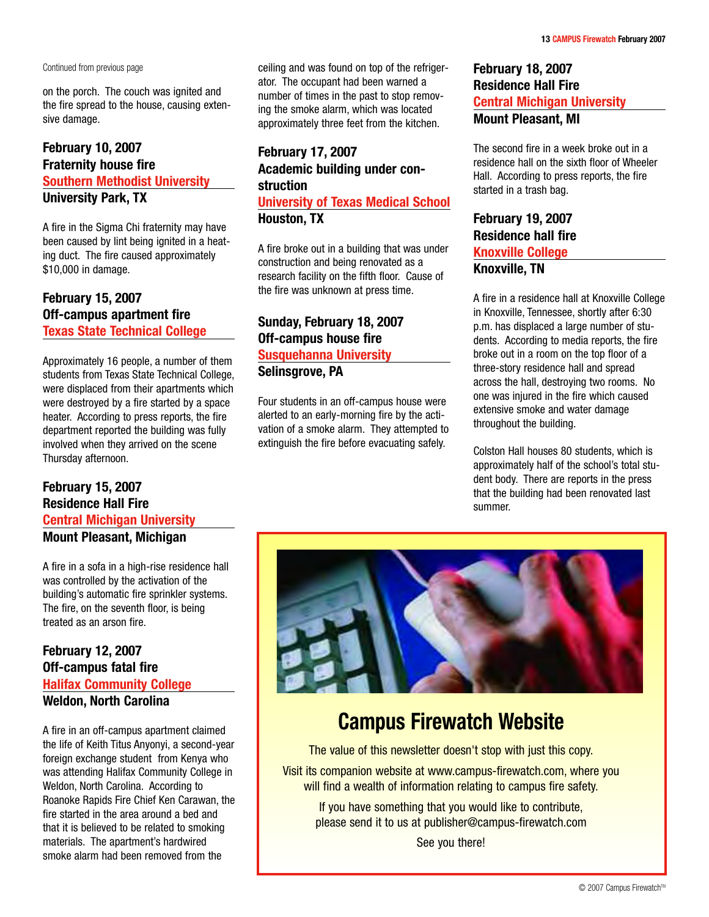Continued from previous page

on the porch. The couch was ignited and the fire spread to the house, causing extensive damage.

### February 10, 2007
### Fraternity house fire
### Southern Methodist University
### University Park, TX

A fire in the Sigma Chi fraternity may have been caused by lint being ignited in a heating duct. The fire caused approximately $10,000 in damage.

### February 15, 2007
### Off-campus apartment fire
### Texas State Technical College

Approximately 16 people, a number of them students from Texas State Technical College, were displaced from their apartments which were destroyed by a fire started by a space heater. According to press reports, the fire department reported the building was fully involved when they arrived on the scene Thursday afternoon.

### February 15, 2007
### Residence Hall Fire
### Central Michigan University
### Mount Pleasant, Michigan

A fire in a sofa in a high-rise residence hall was controlled by the activation of the building's automatic fire sprinkler systems. The fire, on the seventh floor, is being treated as an arson fire.

### February 12, 2007
### Off-campus fatal fire
### Halifax Community College
### Weldon, North Carolina

A fire in an off-campus apartment claimed the life of Keith Titus Anyonyi, a second-year foreign exchange student from Kenya who was attending Halifax Community College in Weldon, North Carolina. According to Roanoke Rapids Fire Chief Ken Carawan, the fire started in the area around a bed and that it is believed to be related to smoking materials. The apartment's hardwired smoke alarm had been removed from the ceiling and was found on top of the refrigerator. The occupant had been warned a number of times in the past to stop removing the smoke alarm, which was located approximately three feet from the kitchen.

### February 17, 2007
### Academic building under construction
### University of Texas Medical School
### Houston, TX

A fire broke out in a building that was under construction and being renovated as a research facility on the fifth floor. Cause of the fire was unknown at press time.

### Sunday, February 18, 2007
### Off-campus house fire
### Susquehanna University
### Selinsgrove, PA

Four students in an off-campus house were alerted to an early-morning fire by the activation of a smoke alarm. They attempted to extinguish the fire before evacuating safely.

### February 18, 2007
### Residence Hall Fire
### Central Michigan University
### Mount Pleasant, MI

The second fire in a week broke out in a residence hall on the sixth floor of Wheeler Hall. According to press reports, the fire started in a trash bag.

### February 19, 2007
### Residence hall fire
### Knoxville College
### Knoxville, TN

A fire in a residence hall at Knoxville College in Knoxville, Tennessee, shortly after 6:30 p.m. has displaced a large number of students. According to media reports, the fire broke out in a room on the top floor of a three-story residence hall and spread across the hall, destroying two rooms. No one was injured in the fire which caused extensive smoke and water damage throughout the building.

Colston Hall houses 80 students, which is approximately half of the school's total student body. There are reports in the press that the building had been renovated last summer.

## Campus Firewatch Website

The value of this newsletter doesn't stop with just this copy.

Visit its companion website at www.campus-firewatch.com, where you will find a wealth of information relating to campus fire safety.

If you have something that you would like to contribute, please send it to us at publisher@campus-firewatch.com

See you there!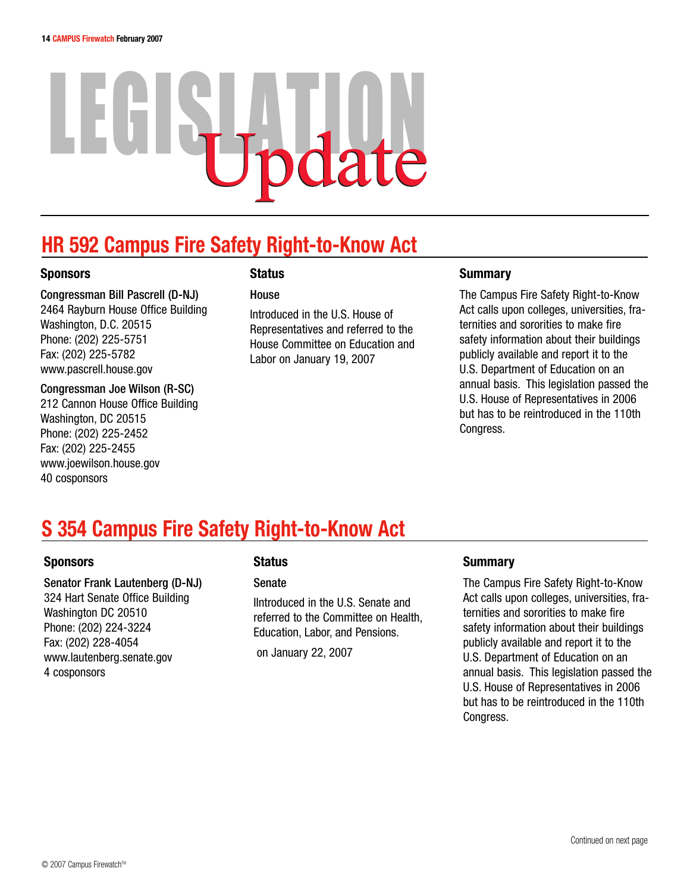# LEGISLATION Update

## HR 592 Campus Fire Safety Right-to-Know Act

### Sponsors

Congressman Bill Pascrell (D-NJ)
2464 Rayburn House Office Building
Washington, D.C. 20515
Phone: (202) 225-5751
Fax: (202) 225-5782
www.pascrell.house.gov

Congressman Joe Wilson (R-SC)
212 Cannon House Office Building
Washington, DC 20515
Phone: (202) 225-2452
Fax: (202) 225-2455
www.joewilson.house.gov
40 cosponsors

### Status

House

Introduced in the U.S. House of Representatives and referred to the House Committee on Education and Labor on January 19, 2007

### Summary

The Campus Fire Safety Right-to-Know Act calls upon colleges, universities, fraternities and sororities to make fire safety information about their buildings publicly available and report it to the U.S. Department of Education on an annual basis. This legislation passed the U.S. House of Representatives in 2006 but has to be reintroduced in the 110th Congress.

## S 354 Campus Fire Safety Right-to-Know Act

### Sponsors

Senator Frank Lautenberg (D-NJ)
324 Hart Senate Office Building
Washington DC 20510
Phone: (202) 224-3224
Fax: (202) 228-4054
www.lautenberg.senate.gov
4 cosponsors

### Status

Senate

IIntroduced in the U.S. Senate and referred to the Committee on Health, Education, Labor, and Pensions.

on January 22, 2007

### Summary

The Campus Fire Safety Right-to-Know Act calls upon colleges, universities, fraternities and sororities to make fire safety information about their buildings publicly available and report it to the U.S. Department of Education on an annual basis. This legislation passed the U.S. House of Representatives in 2006 but has to be reintroduced in the 110th Congress.

Continued on next page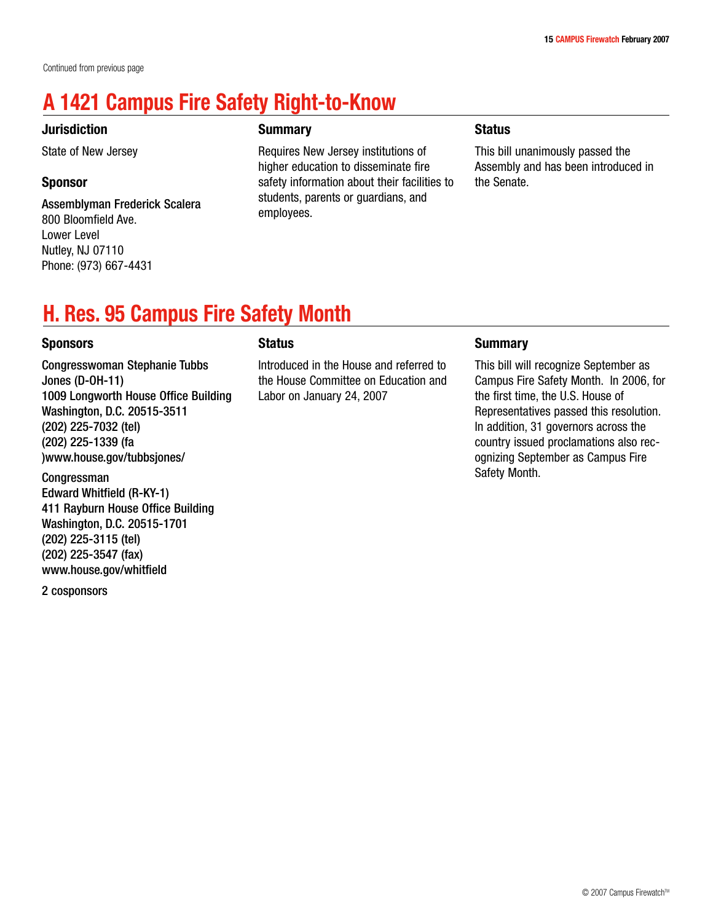Continued from previous page

## A 1421 Campus Fire Safety Right-to-Know

### Jurisdiction

State of New Jersey

### Sponsor

Assemblyman Frederick Scalera
800 Bloomfield Ave.
Lower Level
Nutley, NJ 07110
Phone: (973) 667-4431

### Summary

Requires New Jersey institutions of higher education to disseminate fire safety information about their facilities to students, parents or guardians, and employees.

### Status

This bill unanimously passed the Assembly and has been introduced in the Senate.

## H. Res. 95 Campus Fire Safety Month

### Sponsors

Congresswoman Stephanie Tubbs Jones (D-OH-11)
1009 Longworth House Office Building
Washington, D.C. 20515-3511
(202) 225-7032 (tel)
(202) 225-1339 (fa
)www.house.gov/tubbsjones/

Congressman
Edward Whitfield (R-KY-1)
411 Rayburn House Office Building
Washington, D.C. 20515-1701
(202) 225-3115 (tel)
(202) 225-3547 (fax)
www.house.gov/whitfield

2 cosponsors

### Status

Introduced in the House and referred to the House Committee on Education and Labor on January 24, 2007

### Summary

This bill will recognize September as Campus Fire Safety Month. In 2006, for the first time, the U.S. House of Representatives passed this resolution. In addition, 31 governors across the country issued proclamations also recognizing September as Campus Fire Safety Month.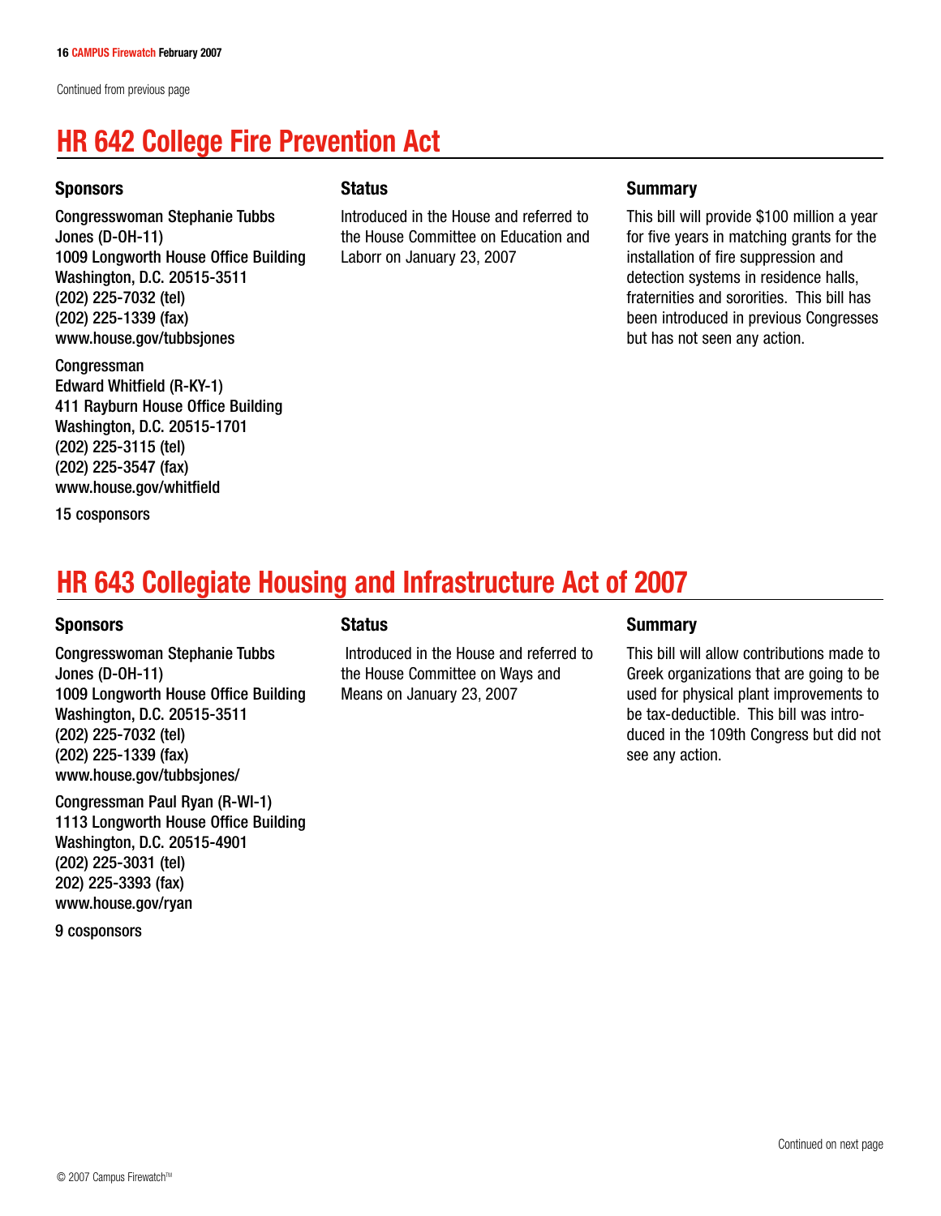Continued from previous page

## HR 642 College Fire Prevention Act

### Sponsors

Congresswoman Stephanie Tubbs Jones (D-OH-11)
1009 Longworth House Office Building
Washington, D.C. 20515-3511
(202) 225-7032 (tel)
(202) 225-1339 (fax)
www.house.gov/tubbsjones

Congressman
Edward Whitfield (R-KY-1)
411 Rayburn House Office Building
Washington, D.C. 20515-1701
(202) 225-3115 (tel)
(202) 225-3547 (fax)
www.house.gov/whitfield

15 cosponsors

### Status

Introduced in the House and referred to the House Committee on Education and Laborr on January 23, 2007

### Summary

This bill will provide $100 million a year for five years in matching grants for the installation of fire suppression and detection systems in residence halls, fraternities and sororities. This bill has been introduced in previous Congresses but has not seen any action.

## HR 643 Collegiate Housing and Infrastructure Act of 2007

### Sponsors

Congresswoman Stephanie Tubbs Jones (D-OH-11)
1009 Longworth House Office Building
Washington, D.C. 20515-3511
(202) 225-7032 (tel)
(202) 225-1339 (fax)
www.house.gov/tubbsjones/

Congressman Paul Ryan (R-WI-1)
1113 Longworth House Office Building
Washington, D.C. 20515-4901
(202) 225-3031 (tel)
202) 225-3393 (fax)
www.house.gov/ryan

9 cosponsors

### Status

Introduced in the House and referred to the House Committee on Ways and Means on January 23, 2007

### Summary

This bill will allow contributions made to Greek organizations that are going to be used for physical plant improvements to be tax-deductible. This bill was introduced in the 109th Congress but did not see any action.

Continued on next page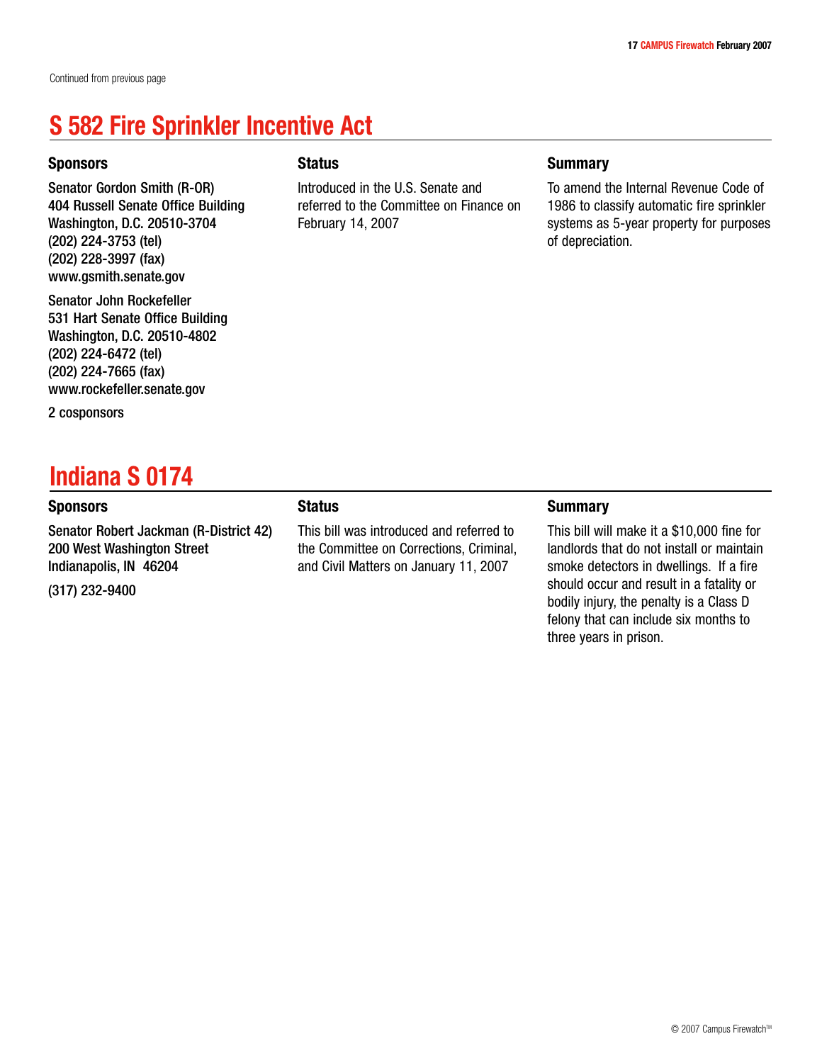Continued from previous page

## S 582 Fire Sprinkler Incentive Act

### Sponsors

Senator Gordon Smith (R-OR)
404 Russell Senate Office Building
Washington, D.C. 20510-3704
(202) 224-3753 (tel)
(202) 228-3997 (fax)
www.gsmith.senate.gov

Senator John Rockefeller
531 Hart Senate Office Building
Washington, D.C. 20510-4802
(202) 224-6472 (tel)
(202) 224-7665 (fax)
www.rockefeller.senate.gov

2 cosponsors

### Status

Introduced in the U.S. Senate and referred to the Committee on Finance on February 14, 2007

### Summary

To amend the Internal Revenue Code of 1986 to classify automatic fire sprinkler systems as 5-year property for purposes of depreciation.

## Indiana S 0174

### Sponsors

Senator Robert Jackman (R-District 42)
200 West Washington Street
Indianapolis, IN 46204

(317) 232-9400

### Status

This bill was introduced and referred to the Committee on Corrections, Criminal, and Civil Matters on January 11, 2007

### Summary

This bill will make it a $10,000 fine for landlords that do not install or maintain smoke detectors in dwellings. If a fire should occur and result in a fatality or bodily injury, the penalty is a Class D felony that can include six months to three years in prison.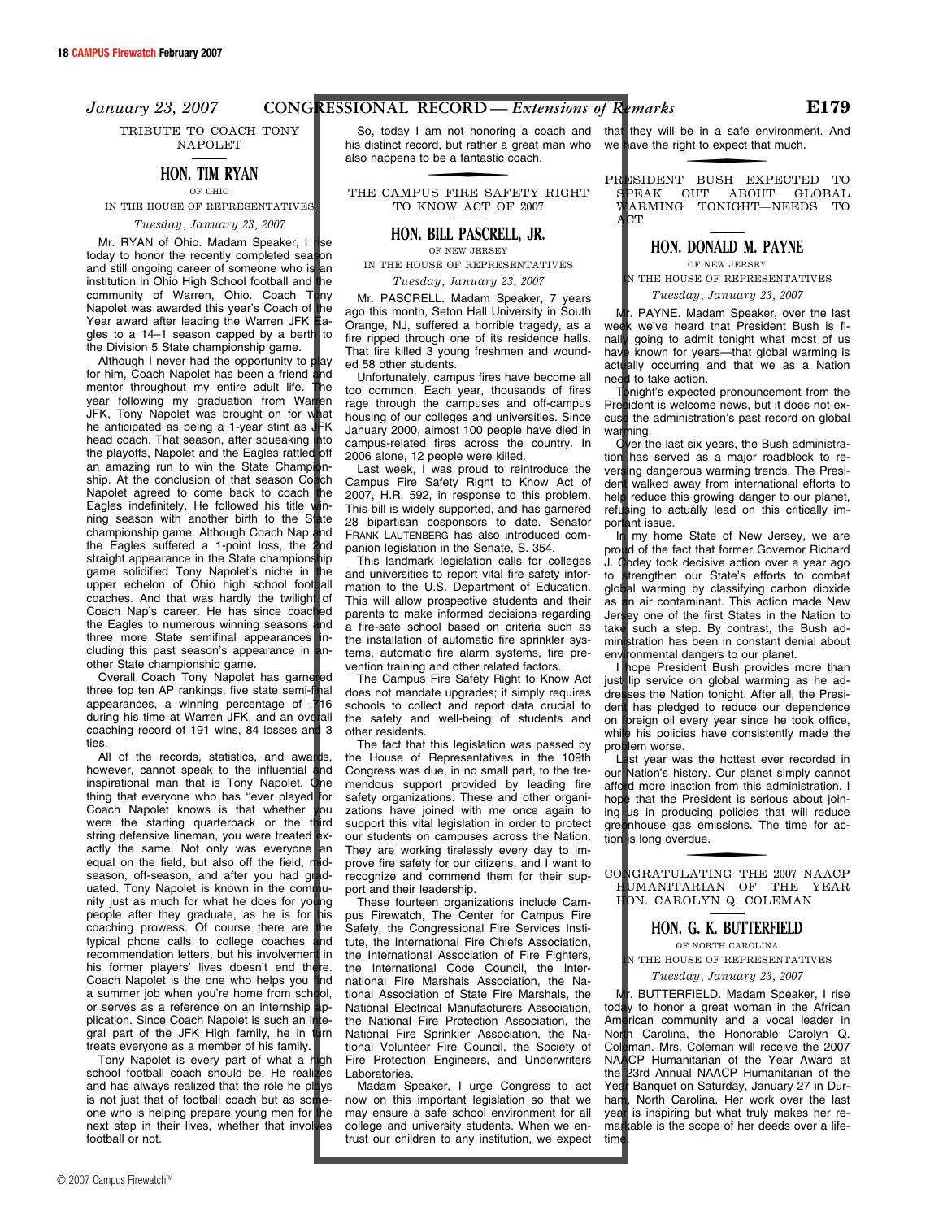## TRIBUTE TO COACH TONY NAPOLET

### HON. TIM RYAN

OF OHIO

IN THE HOUSE OF REPRESENTATIVES

*Tuesday, January 23, 2007*

Mr. RYAN of Ohio. Madam Speaker, I rise today to honor the recently completed season and still ongoing career of someone who is an institution in Ohio High School football and the community of Warren, Ohio. Coach Tony Napolet was awarded this year's Coach of the Year award after leading the Warren JFK Eagles to a 14–1 season capped by a berth to the Division 5 State championship game.

Although I never had the opportunity to play for him, Coach Napolet has been a friend and mentor throughout my entire adult life. The year following my graduation from Warren JFK, Tony Napolet was brought on for what he anticipated as being a 1-year stint as JFK head coach. That season, after squeaking into the playoffs, Napolet and the Eagles rattled off an amazing run to win the State Championship. At the conclusion of that season Coach Napolet agreed to come back to coach the Eagles indefinitely. He followed his title winning season with another birth to the State championship game. Although Coach Nap and the Eagles suffered a 1-point loss, the 2nd straight appearance in the State championship game solidified Tony Napolet's niche in the upper echelon of Ohio high school football coaches. And that was hardly the twilight of Coach Nap's career. He has since coached the Eagles to numerous winning seasons and three more State semifinal appearances including this past season's appearance in another State championship game.

Overall Coach Tony Napolet has garnered three top ten AP rankings, five state semi-final appearances, a winning percentage of .716 during his time at Warren JFK, and an overall coaching record of 191 wins, 84 losses and 3 ties.

All of the records, statistics, and awards, however, cannot speak to the influential and inspirational man that is Tony Napolet. One thing that everyone who has ''ever played for Coach Napolet knows is that whether you were the starting quarterback or the third string defensive lineman, you were treated exactly the same. Not only was everyone an equal on the field, but also off the field, midseason, off-season, and after you had graduated. Tony Napolet is known in the community just as much for what he does for young people after they graduate, as he is for his coaching prowess. Of course there are the typical phone calls to college coaches and recommendation letters, but his involvement in his former players' lives doesn't end there. Coach Napolet is the one who helps you find a summer job when you're home from school, or serves as a reference on an internship application. Since Coach Napolet is such an integral part of the JFK High family, he in turn treats everyone as a member of his family.

Tony Napolet is every part of what a high school football coach should be. He realizes and has always realized that the role he plays is not just that of football coach but as someone who is helping prepare young men for the next step in their lives, whether that involves football or not.

So, today I am not honoring a coach and his distinct record, but rather a great man who also happens to be a fantastic coach.

## THE CAMPUS FIRE SAFETY RIGHT TO KNOW ACT OF 2007

### HON. BILL PASCRELL, JR.

OF NEW JERSEY

IN THE HOUSE OF REPRESENTATIVES

*Tuesday, January 23, 2007*

Mr. PASCRELL. Madam Speaker, 7 years ago this month, Seton Hall University in South Orange, NJ, suffered a horrible tragedy, as a fire ripped through one of its residence halls. That fire killed 3 young freshmen and wounded 58 other students.

Unfortunately, campus fires have become all too common. Each year, thousands of fires rage through the campuses and off-campus housing of our colleges and universities. Since January 2000, almost 100 people have died in campus-related fires across the country. In 2006 alone, 12 people were killed.

Last week, I was proud to reintroduce the Campus Fire Safety Right to Know Act of 2007, H.R. 592, in response to this problem. This bill is widely supported, and has garnered 28 bipartisan cosponsors to date. Senator FRANK LAUTENBERG has also introduced companion legislation in the Senate, S. 354.

This landmark legislation calls for colleges and universities to report vital fire safety information to the U.S. Department of Education. This will allow prospective students and their parents to make informed decisions regarding a fire-safe school based on criteria such as the installation of automatic fire sprinkler systems, automatic fire alarm systems, fire prevention training and other related factors.

The Campus Fire Safety Right to Know Act does not mandate upgrades; it simply requires schools to collect and report data crucial to the safety and well-being of students and other residents.

The fact that this legislation was passed by the House of Representatives in the 109th Congress was due, in no small part, to the tremendous support provided by leading fire safety organizations. These and other organizations have joined with me once again to support this vital legislation in order to protect our students on campuses across the Nation. They are working tirelessly every day to improve fire safety for our citizens, and I want to recognize and commend them for their support and their leadership.

These fourteen organizations include Campus Firewatch, The Center for Campus Fire Safety, the Congressional Fire Services Institute, the International Association of Fire Chiefs Association, the International Association of Fire Fighters, the International Code Council, the International Fire Marshals Association, the National Association of State Fire Marshals, the National Electrical Manufacturers Association, the National Fire Protection Association, the National Fire Sprinkler Association, the National Volunteer Fire Council, the Society of Fire Protection Engineers, and Underwriters Laboratories.

Madam Speaker, I urge Congress to act now on this important legislation so that we may ensure a safe school environment for all college and university students. When we entrust our children to any institution, we expect that they will be in a safe environment. And we have the right to expect that much.

## PRESIDENT BUSH EXPECTED TO SPEAK OUT ABOUT GLOBAL WARMING TONIGHT—NEEDS TO ACT

### HON. DONALD M. PAYNE

OF NEW JERSEY

IN THE HOUSE OF REPRESENTATIVES

*Tuesday, January 23, 2007*

Mr. PAYNE. Madam Speaker, over the last week we've heard that President Bush is finally going to admit tonight what most of us have known for years—that global warming is actually occurring and that we as a Nation need to take action.

Tonight's expected pronouncement from the President is welcome news, but it does not excuse the administration's past record on global warming.

Over the last six years, the Bush administration has served as a major roadblock to reversing dangerous warming trends. The President walked away from international efforts to help reduce this growing danger to our planet, refusing to actually lead on this critically important issue.

In my home State of New Jersey, we are proud of the fact that former Governor Richard J. Codey took decisive action over a year ago to strengthen our State's efforts to combat global warming by classifying carbon dioxide as an air contaminant. This action made New Jersey one of the first States in the Nation to take such a step. By contrast, the Bush administration has been in constant denial about environmental dangers to our planet.

I hope President Bush provides more than just lip service on global warming as he addresses the Nation tonight. After all, the President has pledged to reduce our dependence on foreign oil every year since he took office, while his policies have consistently made the problem worse.

Last year was the hottest ever recorded in our Nation's history. Our planet simply cannot afford more inaction from this administration. I hope that the President is serious about joining us in producing policies that will reduce greenhouse gas emissions. The time for action is long overdue.

## CONGRATULATING THE 2007 NAACP HUMANITARIAN OF THE YEAR HON. CAROLYN Q. COLEMAN

### HON. G. K. BUTTERFIELD

OF NORTH CAROLINA

IN THE HOUSE OF REPRESENTATIVES

*Tuesday, January 23, 2007*

Mr. BUTTERFIELD. Madam Speaker, I rise today to honor a great woman in the African American community and a vocal leader in North Carolina, the Honorable Carolyn Q. Coleman. Mrs. Coleman will receive the 2007 NAACP Humanitarian of the Year Award at the 23rd Annual NAACP Humanitarian of the Year Banquet on Saturday, January 27 in Durham, North Carolina. Her work over the last year is inspiring but what truly makes her remarkable is the scope of her deeds over a lifetime.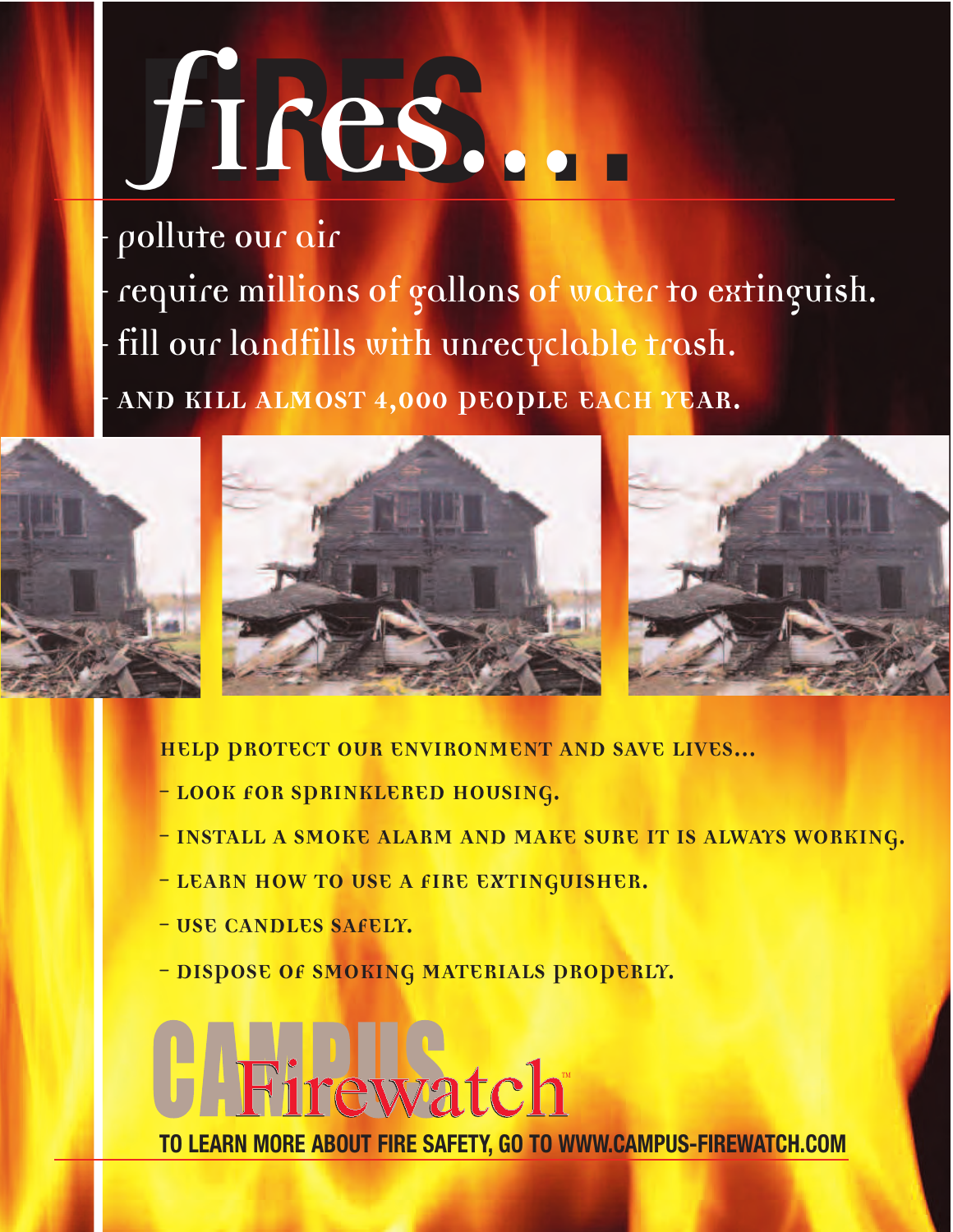# fires...

- pollute our air
- require millions of gallons of water to extinguish.
- fill our landfills with unrecyclable trash.
- **AND KILL ALMOST 4,000 PEOPLE EACH YEAR.**

**HELP PROTECT OUR ENVIRONMENT AND SAVE LIVES...**

- LOOK FOR SPRINKLERED HOUSING.
- INSTALL A SMOKE ALARM AND MAKE SURE IT IS ALWAYS WORKING.
- LEARN HOW TO USE A FIRE EXTINGUISHER.
- USE CANDLES SAFELY.
- DISPOSE OF SMOKING MATERIALS PROPERLY.

CAMPUS Firewatch™

**TO LEARN MORE ABOUT FIRE SAFETY, GO TO WWW.CAMPUS-FIREWATCH.COM**